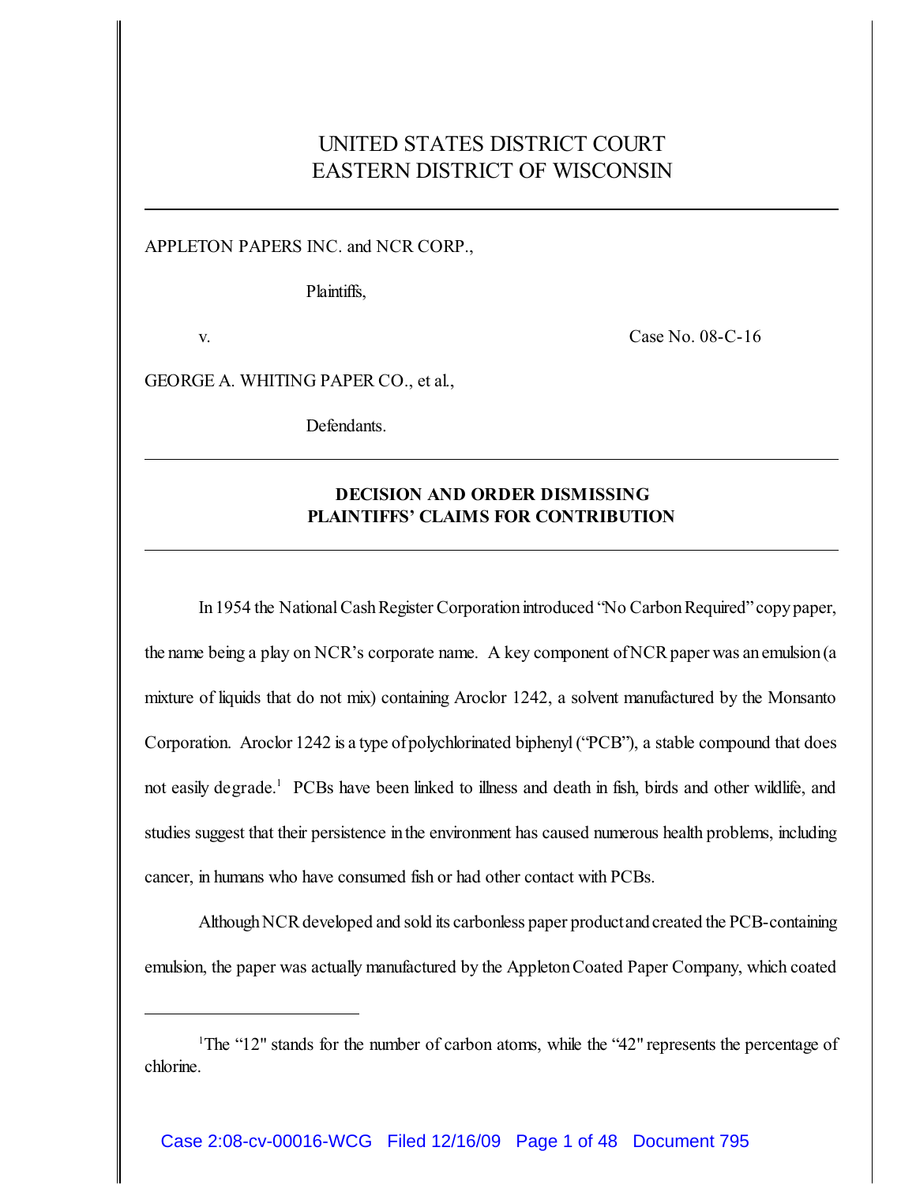UNITED STATES DISTRICT COURT
EASTERN DISTRICT OF WISCONSIN

APPLETON PAPERS INC. and NCR CORP.,

Plaintiffs,

v. Case No. 08-C-16

GEORGE A. WHITING PAPER CO., et al.,

Defendants.

**DECISION AND ORDER DISMISSING PLAINTIFFS' CLAIMS FOR CONTRIBUTION**

In 1954 the National Cash Register Corporation introduced "No Carbon Required" copy paper, the name being a play on NCR's corporate name. A key component of NCR paper was an emulsion (a mixture of liquids that do not mix) containing Aroclor 1242, a solvent manufactured by the Monsanto Corporation. Aroclor 1242 is a type of polychlorinated biphenyl ("PCB"), a stable compound that does not easily degrade.[1] PCBs have been linked to illness and death in fish, birds and other wildlife, and studies suggest that their persistence in the environment has caused numerous health problems, including cancer, in humans who have consumed fish or had other contact with PCBs.

Although NCR developed and sold its carbonless paper product and created the PCB-containing emulsion, the paper was actually manufactured by the Appleton Coated Paper Company, which coated

[1]The "12" stands for the number of carbon atoms, while the "42" represents the percentage of chlorine.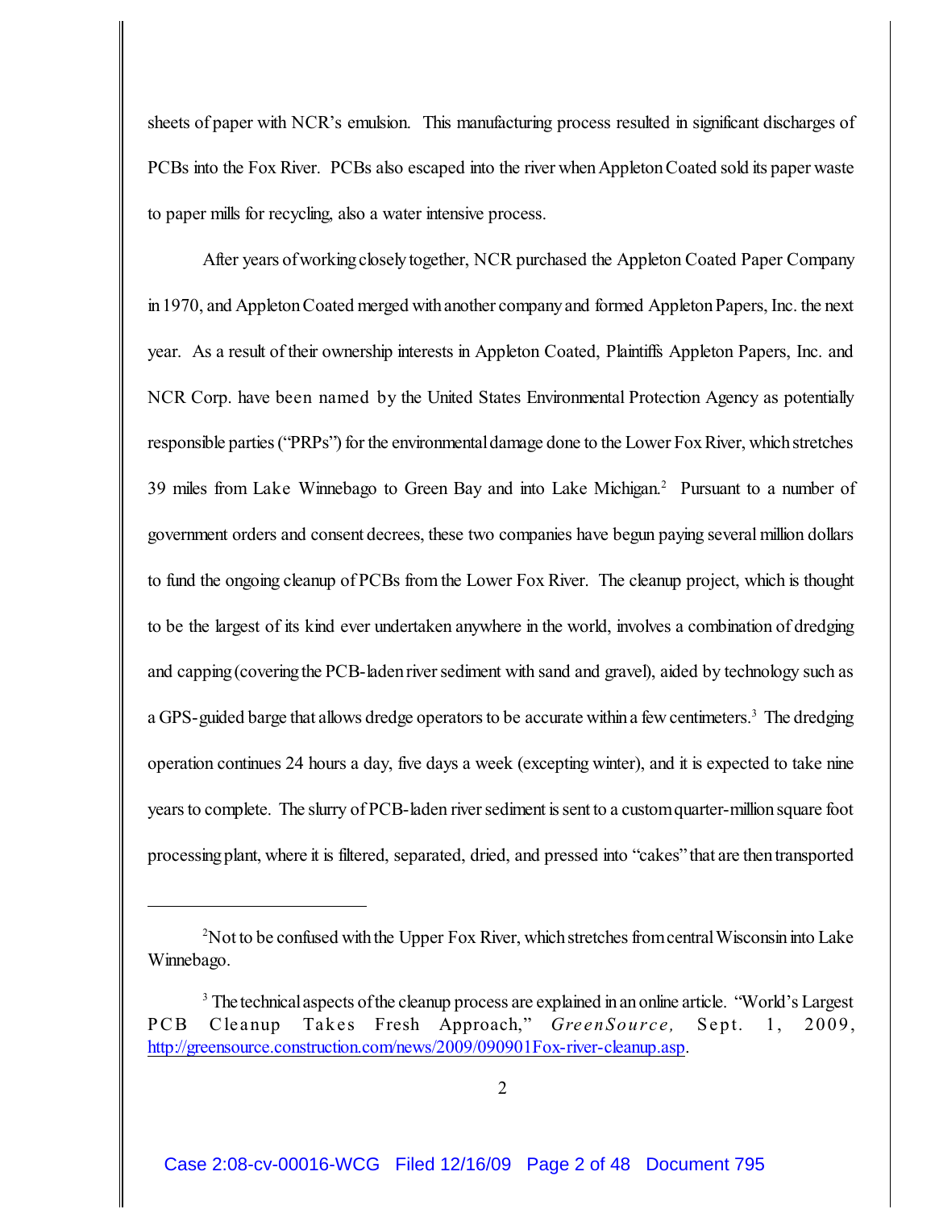sheets of paper with NCR's emulsion. This manufacturing process resulted in significant discharges of PCBs into the Fox River. PCBs also escaped into the river when Appleton Coated sold its paper waste to paper mills for recycling, also a water intensive process.

After years of working closely together, NCR purchased the Appleton Coated Paper Company in 1970, and Appleton Coated merged with another company and formed Appleton Papers, Inc. the next year. As a result of their ownership interests in Appleton Coated, Plaintiffs Appleton Papers, Inc. and NCR Corp. have been named by the United States Environmental Protection Agency as potentially responsible parties ("PRPs") for the environmental damage done to the Lower Fox River, which stretches 39 miles from Lake Winnebago to Green Bay and into Lake Michigan.[2] Pursuant to a number of government orders and consent decrees, these two companies have begun paying several million dollars to fund the ongoing cleanup of PCBs from the Lower Fox River. The cleanup project, which is thought to be the largest of its kind ever undertaken anywhere in the world, involves a combination of dredging and capping (covering the PCB-laden river sediment with sand and gravel), aided by technology such as a GPS-guided barge that allows dredge operators to be accurate within a few centimeters.[3] The dredging operation continues 24 hours a day, five days a week (excepting winter), and it is expected to take nine years to complete. The slurry of PCB-laden river sediment is sent to a custom quarter-million square foot processing plant, where it is filtered, separated, dried, and pressed into "cakes" that are then transported

---

[2] Not to be confused with the Upper Fox River, which stretches from central Wisconsin into Lake Winnebago.

[3] The technical aspects of the cleanup process are explained in an online article. "World's Largest PCB Cleanup Takes Fresh Approach," *GreenSource,* Sept. 1, 2009, http://greensource.construction.com/news/2009/090901Fox-river-cleanup.asp.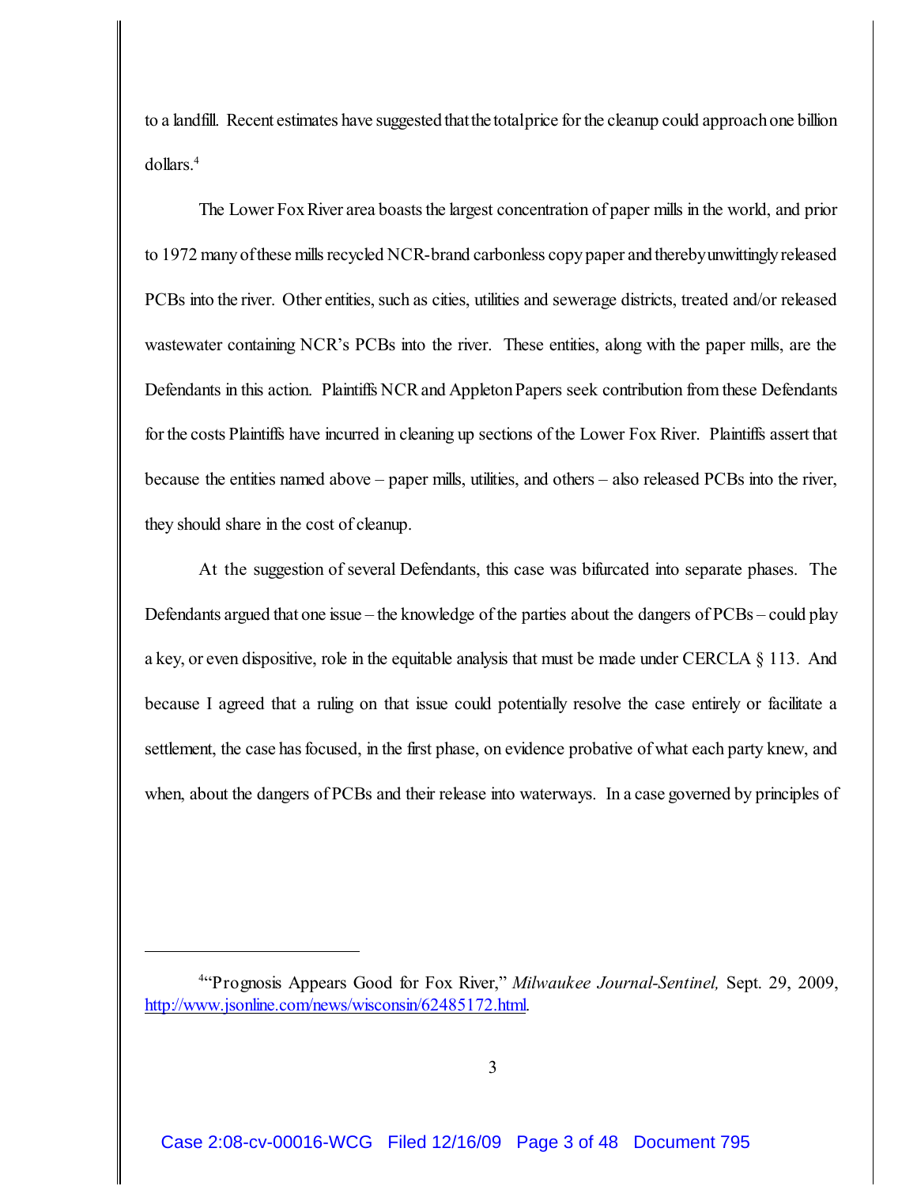to a landfill. Recent estimates have suggested that the total price for the cleanup could approach one billion dollars.[4]

The Lower Fox River area boasts the largest concentration of paper mills in the world, and prior to 1972 many of these mills recycled NCR-brand carbonless copy paper and thereby unwittingly released PCBs into the river. Other entities, such as cities, utilities and sewerage districts, treated and/or released wastewater containing NCR's PCBs into the river. These entities, along with the paper mills, are the Defendants in this action. Plaintiffs NCR and Appleton Papers seek contribution from these Defendants for the costs Plaintiffs have incurred in cleaning up sections of the Lower Fox River. Plaintiffs assert that because the entities named above – paper mills, utilities, and others – also released PCBs into the river, they should share in the cost of cleanup.

At the suggestion of several Defendants, this case was bifurcated into separate phases. The Defendants argued that one issue – the knowledge of the parties about the dangers of PCBs – could play a key, or even dispositive, role in the equitable analysis that must be made under CERCLA § 113. And because I agreed that a ruling on that issue could potentially resolve the case entirely or facilitate a settlement, the case has focused, in the first phase, on evidence probative of what each party knew, and when, about the dangers of PCBs and their release into waterways. In a case governed by principles of

---

[4] "Prognosis Appears Good for Fox River," *Milwaukee Journal-Sentinel,* Sept. 29, 2009, http://www.jsonline.com/news/wisconsin/62485172.html.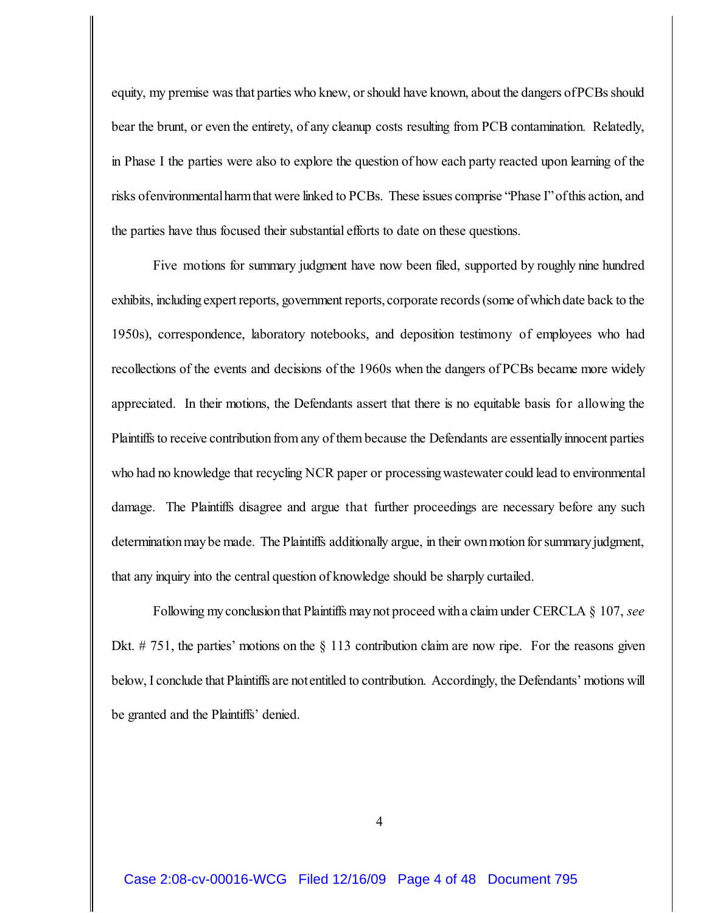equity, my premise was that parties who knew, or should have known, about the dangers of PCBs should bear the brunt, or even the entirety, of any cleanup costs resulting from PCB contamination. Relatedly, in Phase I the parties were also to explore the question of how each party reacted upon learning of the risks of environmental harm that were linked to PCBs. These issues comprise "Phase I" of this action, and the parties have thus focused their substantial efforts to date on these questions.

Five motions for summary judgment have now been filed, supported by roughly nine hundred exhibits, including expert reports, government reports, corporate records (some of which date back to the 1950s), correspondence, laboratory notebooks, and deposition testimony of employees who had recollections of the events and decisions of the 1960s when the dangers of PCBs became more widely appreciated. In their motions, the Defendants assert that there is no equitable basis for allowing the Plaintiffs to receive contribution from any of them because the Defendants are essentially innocent parties who had no knowledge that recycling NCR paper or processing wastewater could lead to environmental damage. The Plaintiffs disagree and argue that further proceedings are necessary before any such determination may be made. The Plaintiffs additionally argue, in their own motion for summary judgment, that any inquiry into the central question of knowledge should be sharply curtailed.

Following my conclusion that Plaintiffs may not proceed with a claim under CERCLA § 107, *see* Dkt. # 751, the parties' motions on the § 113 contribution claim are now ripe. For the reasons given below, I conclude that Plaintiffs are not entitled to contribution. Accordingly, the Defendants' motions will be granted and the Plaintiffs' denied.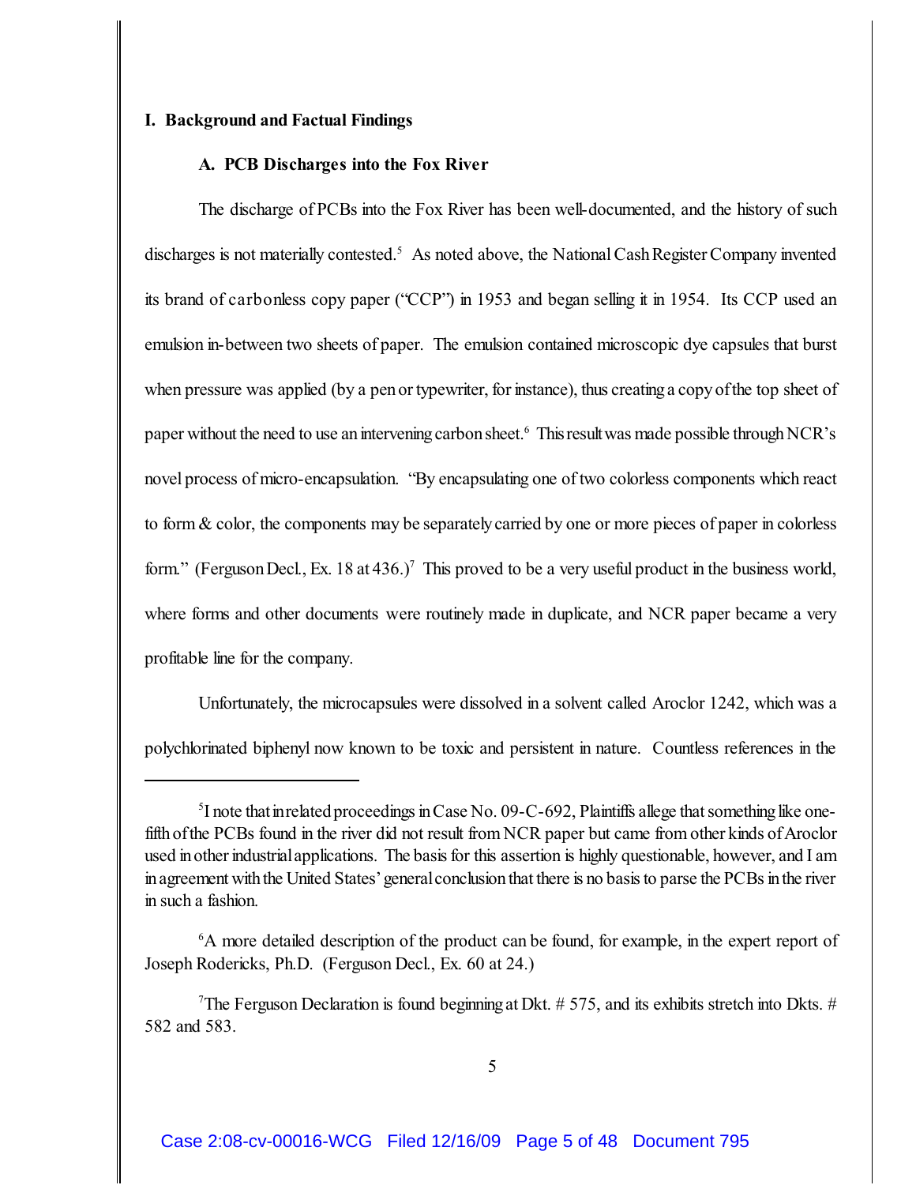## I. Background and Factual Findings

### A. PCB Discharges into the Fox River

The discharge of PCBs into the Fox River has been well-documented, and the history of such discharges is not materially contested.[5] As noted above, the National Cash Register Company invented its brand of carbonless copy paper ("CCP") in 1953 and began selling it in 1954. Its CCP used an emulsion in-between two sheets of paper. The emulsion contained microscopic dye capsules that burst when pressure was applied (by a pen or typewriter, for instance), thus creating a copy of the top sheet of paper without the need to use an intervening carbon sheet.[6] This result was made possible through NCR's novel process of micro-encapsulation. "By encapsulating one of two colorless components which react to form & color, the components may be separately carried by one or more pieces of paper in colorless form." (Ferguson Decl., Ex. 18 at 436.)[7] This proved to be a very useful product in the business world, where forms and other documents were routinely made in duplicate, and NCR paper became a very profitable line for the company.

Unfortunately, the microcapsules were dissolved in a solvent called Aroclor 1242, which was a polychlorinated biphenyl now known to be toxic and persistent in nature. Countless references in the

---

[5] I note that in related proceedings in Case No. 09-C-692, Plaintiffs allege that something like one-fifth of the PCBs found in the river did not result from NCR paper but came from other kinds of Aroclor used in other industrial applications. The basis for this assertion is highly questionable, however, and I am in agreement with the United States' general conclusion that there is no basis to parse the PCBs in the river in such a fashion.

[6] A more detailed description of the product can be found, for example, in the expert report of Joseph Rodericks, Ph.D. (Ferguson Decl., Ex. 60 at 24.)

[7] The Ferguson Declaration is found beginning at Dkt. # 575, and its exhibits stretch into Dkts. # 582 and 583.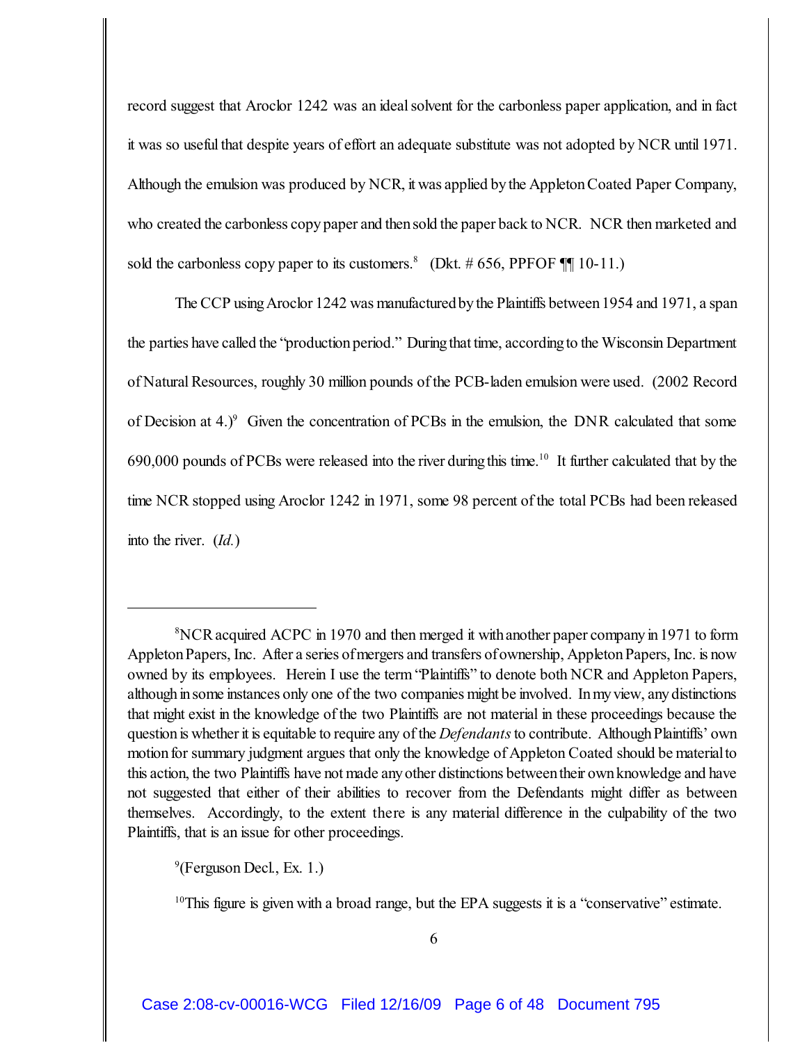record suggest that Aroclor 1242 was an ideal solvent for the carbonless paper application, and in fact it was so useful that despite years of effort an adequate substitute was not adopted by NCR until 1971. Although the emulsion was produced by NCR, it was applied by the Appleton Coated Paper Company, who created the carbonless copy paper and then sold the paper back to NCR. NCR then marketed and sold the carbonless copy paper to its customers.[8] (Dkt. # 656, PPFOF ¶¶ 10-11.)

The CCP using Aroclor 1242 was manufactured by the Plaintiffs between 1954 and 1971, a span the parties have called the "production period." During that time, according to the Wisconsin Department of Natural Resources, roughly 30 million pounds of the PCB-laden emulsion were used. (2002 Record of Decision at 4.)[9] Given the concentration of PCBs in the emulsion, the DNR calculated that some 690,000 pounds of PCBs were released into the river during this time.[10] It further calculated that by the time NCR stopped using Aroclor 1242 in 1971, some 98 percent of the total PCBs had been released into the river. (*Id.*)

---

[8] NCR acquired ACPC in 1970 and then merged it with another paper company in 1971 to form Appleton Papers, Inc. After a series of mergers and transfers of ownership, Appleton Papers, Inc. is now owned by its employees. Herein I use the term "Plaintiffs" to denote both NCR and Appleton Papers, although in some instances only one of the two companies might be involved. In my view, any distinctions that might exist in the knowledge of the two Plaintiffs are not material in these proceedings because the question is whether it is equitable to require any of the *Defendants* to contribute. Although Plaintiffs' own motion for summary judgment argues that only the knowledge of Appleton Coated should be material to this action, the two Plaintiffs have not made any other distinctions between their own knowledge and have not suggested that either of their abilities to recover from the Defendants might differ as between themselves. Accordingly, to the extent there is any material difference in the culpability of the two Plaintiffs, that is an issue for other proceedings.

[9] (Ferguson Decl., Ex. 1.)

[10] This figure is given with a broad range, but the EPA suggests it is a "conservative" estimate.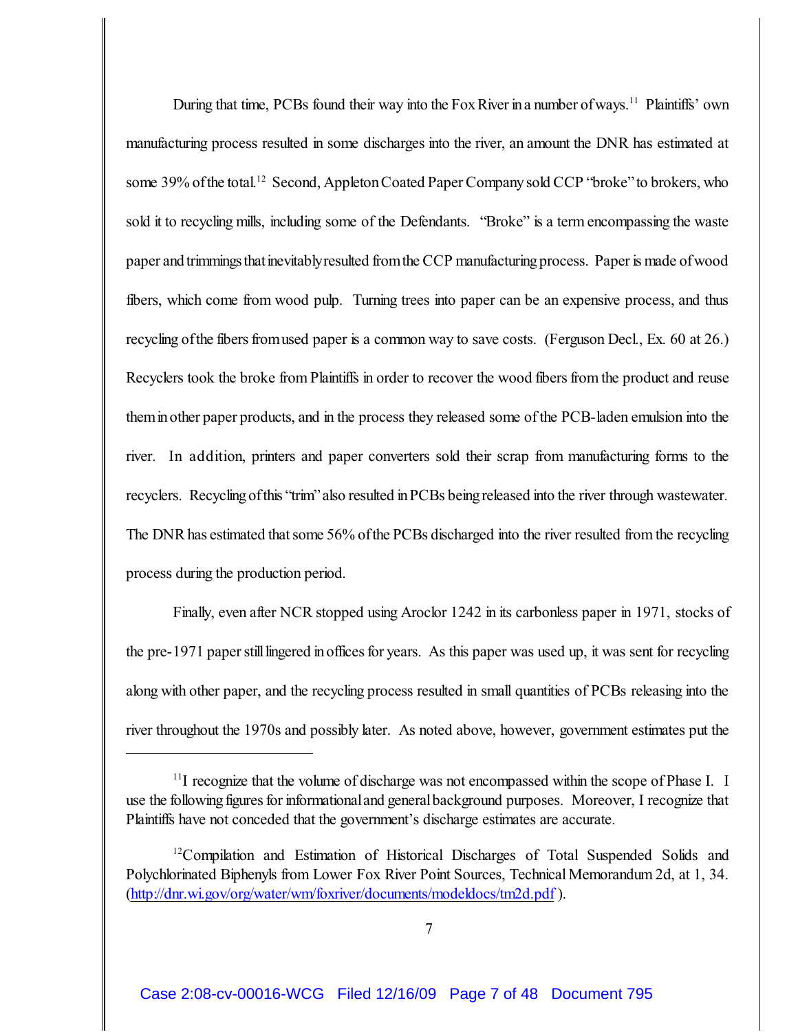During that time, PCBs found their way into the Fox River in a number of ways.[11] Plaintiffs' own manufacturing process resulted in some discharges into the river, an amount the DNR has estimated at some 39% of the total.[12] Second, Appleton Coated Paper Company sold CCP "broke" to brokers, who sold it to recycling mills, including some of the Defendants. "Broke" is a term encompassing the waste paper and trimmings that inevitably resulted from the CCP manufacturing process. Paper is made of wood fibers, which come from wood pulp. Turning trees into paper can be an expensive process, and thus recycling of the fibers from used paper is a common way to save costs. (Ferguson Decl., Ex. 60 at 26.) Recyclers took the broke from Plaintiffs in order to recover the wood fibers from the product and reuse them in other paper products, and in the process they released some of the PCB-laden emulsion into the river. In addition, printers and paper converters sold their scrap from manufacturing forms to the recyclers. Recycling of this "trim" also resulted in PCBs being released into the river through wastewater. The DNR has estimated that some 56% of the PCBs discharged into the river resulted from the recycling process during the production period.

Finally, even after NCR stopped using Aroclor 1242 in its carbonless paper in 1971, stocks of the pre-1971 paper still lingered in offices for years. As this paper was used up, it was sent for recycling along with other paper, and the recycling process resulted in small quantities of PCBs releasing into the river throughout the 1970s and possibly later. As noted above, however, government estimates put the

---

[11] I recognize that the volume of discharge was not encompassed within the scope of Phase I. I use the following figures for informational and general background purposes. Moreover, I recognize that Plaintiffs have not conceded that the government's discharge estimates are accurate.

[12] Compilation and Estimation of Historical Discharges of Total Suspended Solids and Polychlorinated Biphenyls from Lower Fox River Point Sources, Technical Memorandum 2d, at 1, 34. (http://dnr.wi.gov/org/water/wm/foxriver/documents/modeldocs/tm2d.pdf ).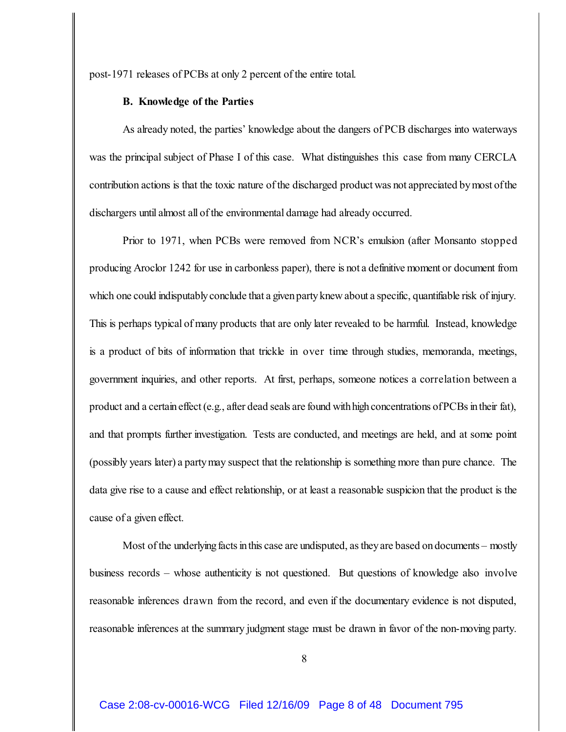post-1971 releases of PCBs at only 2 percent of the entire total.

**B. Knowledge of the Parties**

As already noted, the parties' knowledge about the dangers of PCB discharges into waterways was the principal subject of Phase I of this case. What distinguishes this case from many CERCLA contribution actions is that the toxic nature of the discharged product was not appreciated by most of the dischargers until almost all of the environmental damage had already occurred.

Prior to 1971, when PCBs were removed from NCR's emulsion (after Monsanto stopped producing Aroclor 1242 for use in carbonless paper), there is not a definitive moment or document from which one could indisputably conclude that a given party knew about a specific, quantifiable risk of injury. This is perhaps typical of many products that are only later revealed to be harmful. Instead, knowledge is a product of bits of information that trickle in over time through studies, memoranda, meetings, government inquiries, and other reports. At first, perhaps, someone notices a correlation between a product and a certain effect (e.g., after dead seals are found with high concentrations of PCBs in their fat), and that prompts further investigation. Tests are conducted, and meetings are held, and at some point (possibly years later) a party may suspect that the relationship is something more than pure chance. The data give rise to a cause and effect relationship, or at least a reasonable suspicion that the product is the cause of a given effect.

Most of the underlying facts in this case are undisputed, as they are based on documents – mostly business records – whose authenticity is not questioned. But questions of knowledge also involve reasonable inferences drawn from the record, and even if the documentary evidence is not disputed, reasonable inferences at the summary judgment stage must be drawn in favor of the non-moving party.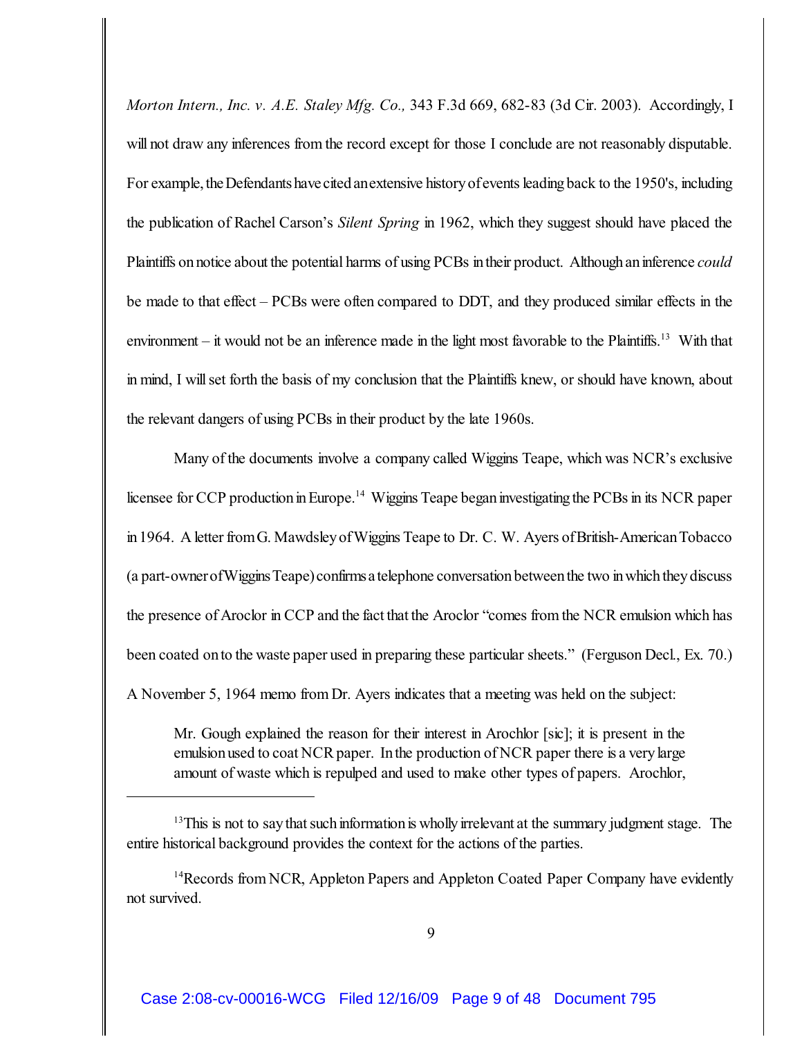*Morton Intern., Inc. v. A.E. Staley Mfg. Co.,* 343 F.3d 669, 682-83 (3d Cir. 2003). Accordingly, I will not draw any inferences from the record except for those I conclude are not reasonably disputable. For example, the Defendants have cited an extensive history of events leading back to the 1950's, including the publication of Rachel Carson's *Silent Spring* in 1962, which they suggest should have placed the Plaintiffs on notice about the potential harms of using PCBs in their product. Although an inference *could* be made to that effect – PCBs were often compared to DDT, and they produced similar effects in the environment – it would not be an inference made in the light most favorable to the Plaintiffs.[13] With that in mind, I will set forth the basis of my conclusion that the Plaintiffs knew, or should have known, about the relevant dangers of using PCBs in their product by the late 1960s.

Many of the documents involve a company called Wiggins Teape, which was NCR's exclusive licensee for CCP production in Europe.[14] Wiggins Teape began investigating the PCBs in its NCR paper in 1964. A letter from G. Mawdsley of Wiggins Teape to Dr. C. W. Ayers of British-American Tobacco (a part-owner of Wiggins Teape) confirms a telephone conversation between the two in which they discuss the presence of Aroclor in CCP and the fact that the Aroclor "comes from the NCR emulsion which has been coated on to the waste paper used in preparing these particular sheets." (Ferguson Decl., Ex. 70.) A November 5, 1964 memo from Dr. Ayers indicates that a meeting was held on the subject:

> Mr. Gough explained the reason for their interest in Arochlor [sic]; it is present in the emulsion used to coat NCR paper. In the production of NCR paper there is a very large amount of waste which is repulped and used to make other types of papers. Arochlor,

---

[13] This is not to say that such information is wholly irrelevant at the summary judgment stage. The entire historical background provides the context for the actions of the parties.

[14] Records from NCR, Appleton Papers and Appleton Coated Paper Company have evidently not survived.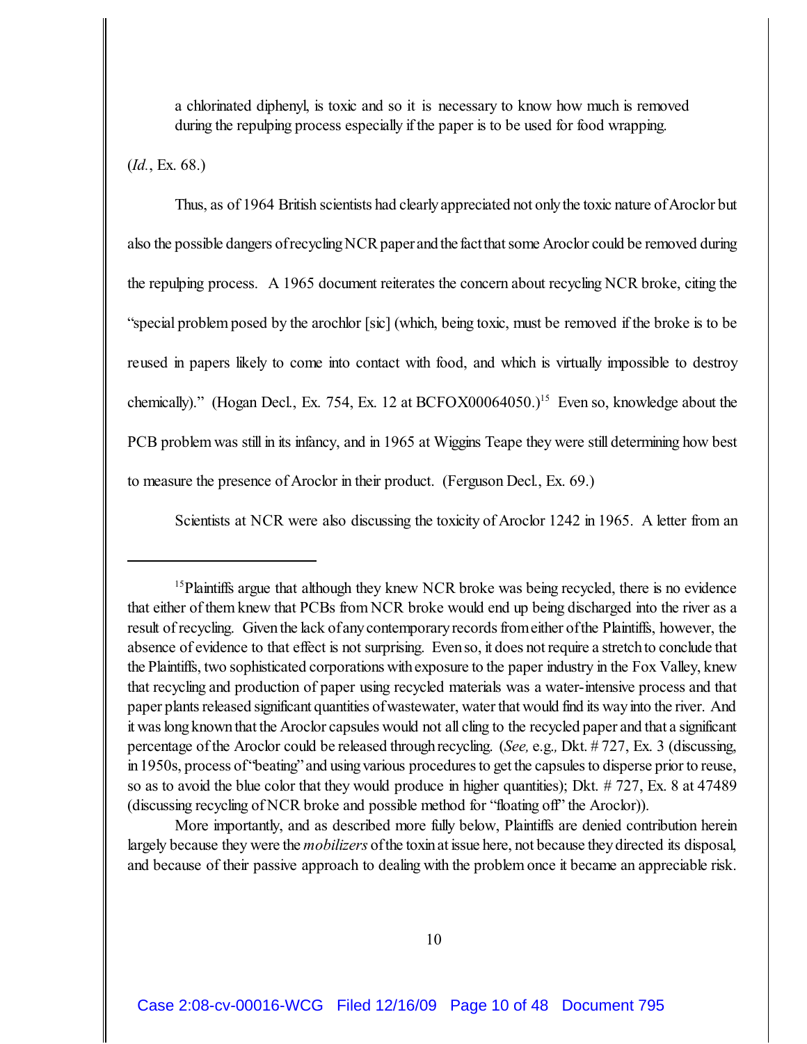> a chlorinated diphenyl, is toxic and so it is necessary to know how much is removed during the repulping process especially if the paper is to be used for food wrapping.

(*Id.*, Ex. 68.)

Thus, as of 1964 British scientists had clearly appreciated not only the toxic nature of Aroclor but also the possible dangers of recycling NCR paper and the fact that some Aroclor could be removed during the repulping process. A 1965 document reiterates the concern about recycling NCR broke, citing the "special problem posed by the arochlor [sic] (which, being toxic, must be removed if the broke is to be reused in papers likely to come into contact with food, and which is virtually impossible to destroy chemically)." (Hogan Decl., Ex. 754, Ex. 12 at BCFOX00064050.)[15] Even so, knowledge about the PCB problem was still in its infancy, and in 1965 at Wiggins Teape they were still determining how best to measure the presence of Aroclor in their product. (Ferguson Decl., Ex. 69.)

Scientists at NCR were also discussing the toxicity of Aroclor 1242 in 1965. A letter from an

---

[15] Plaintiffs argue that although they knew NCR broke was being recycled, there is no evidence that either of them knew that PCBs from NCR broke would end up being discharged into the river as a result of recycling. Given the lack of any contemporary records from either of the Plaintiffs, however, the absence of evidence to that effect is not surprising. Even so, it does not require a stretch to conclude that the Plaintiffs, two sophisticated corporations with exposure to the paper industry in the Fox Valley, knew that recycling and production of paper using recycled materials was a water-intensive process and that paper plants released significant quantities of wastewater, water that would find its way into the river. And it was long known that the Aroclor capsules would not all cling to the recycled paper and that a significant percentage of the Aroclor could be released through recycling. (*See,* e.g., Dkt. # 727, Ex. 3 (discussing, in 1950s, process of "beating" and using various procedures to get the capsules to disperse prior to reuse, so as to avoid the blue color that they would produce in higher quantities); Dkt. # 727, Ex. 8 at 47489 (discussing recycling of NCR broke and possible method for "floating off" the Aroclor)).

More importantly, and as described more fully below, Plaintiffs are denied contribution herein largely because they were the *mobilizers* of the toxin at issue here, not because they directed its disposal, and because of their passive approach to dealing with the problem once it became an appreciable risk.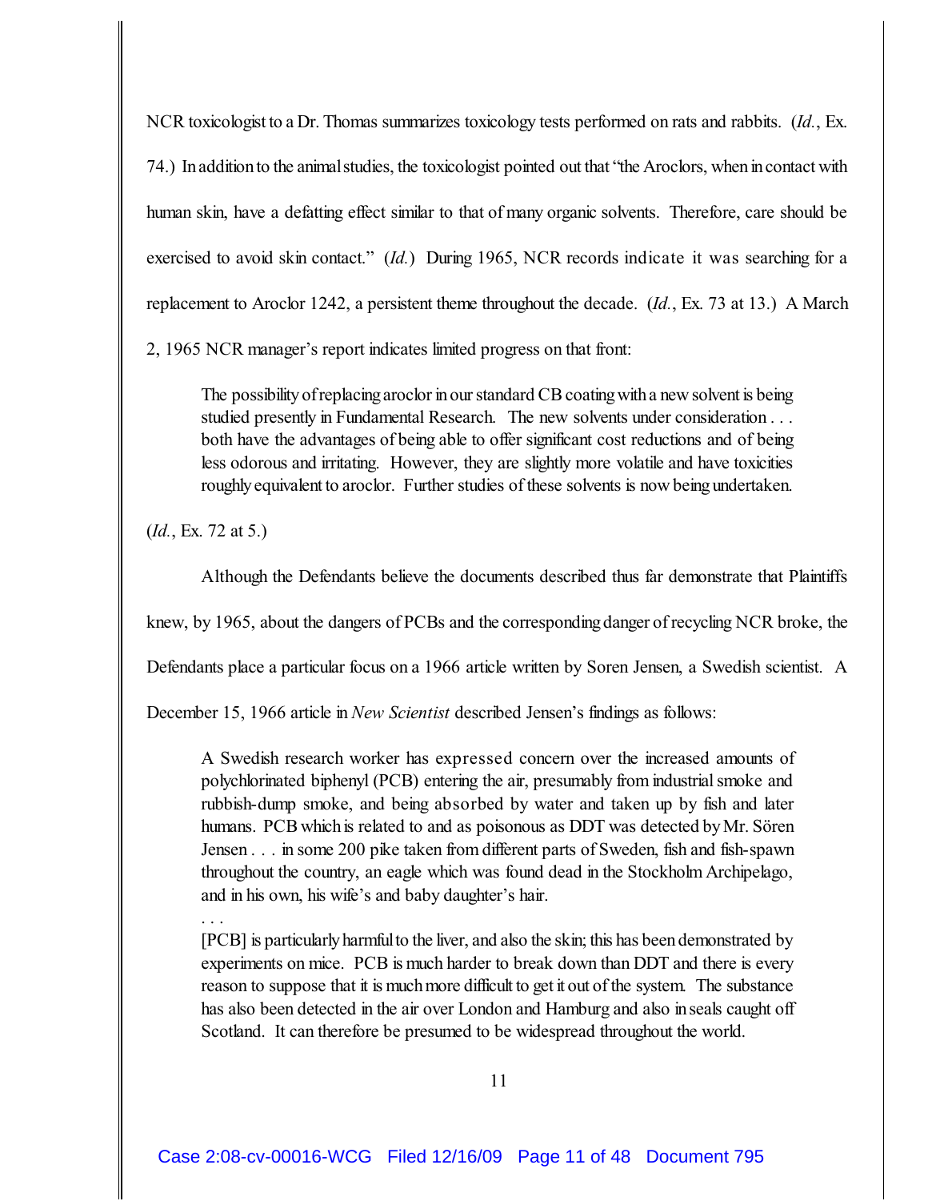NCR toxicologist to a Dr. Thomas summarizes toxicology tests performed on rats and rabbits. (*Id.*, Ex. 74.) In addition to the animal studies, the toxicologist pointed out that "the Aroclors, when in contact with human skin, have a defatting effect similar to that of many organic solvents. Therefore, care should be exercised to avoid skin contact." (*Id.*) During 1965, NCR records indicate it was searching for a replacement to Aroclor 1242, a persistent theme throughout the decade. (*Id.*, Ex. 73 at 13.) A March 2, 1965 NCR manager's report indicates limited progress on that front:

> The possibility of replacing aroclor in our standard CB coating with a new solvent is being studied presently in Fundamental Research. The new solvents under consideration . . . both have the advantages of being able to offer significant cost reductions and of being less odorous and irritating. However, they are slightly more volatile and have toxicities roughly equivalent to aroclor. Further studies of these solvents is now being undertaken.

(*Id.*, Ex. 72 at 5.)

Although the Defendants believe the documents described thus far demonstrate that Plaintiffs knew, by 1965, about the dangers of PCBs and the corresponding danger of recycling NCR broke, the Defendants place a particular focus on a 1966 article written by Soren Jensen, a Swedish scientist. A December 15, 1966 article in *New Scientist* described Jensen's findings as follows:

> A Swedish research worker has expressed concern over the increased amounts of polychlorinated biphenyl (PCB) entering the air, presumably from industrial smoke and rubbish-dump smoke, and being absorbed by water and taken up by fish and later humans. PCB which is related to and as poisonous as DDT was detected by Mr. Sören Jensen . . . in some 200 pike taken from different parts of Sweden, fish and fish-spawn throughout the country, an eagle which was found dead in the Stockholm Archipelago, and in his own, his wife's and baby daughter's hair.
>
> . . .
>
> [PCB] is particularly harmful to the liver, and also the skin; this has been demonstrated by experiments on mice. PCB is much harder to break down than DDT and there is every reason to suppose that it is much more difficult to get it out of the system. The substance has also been detected in the air over London and Hamburg and also in seals caught off Scotland. It can therefore be presumed to be widespread throughout the world.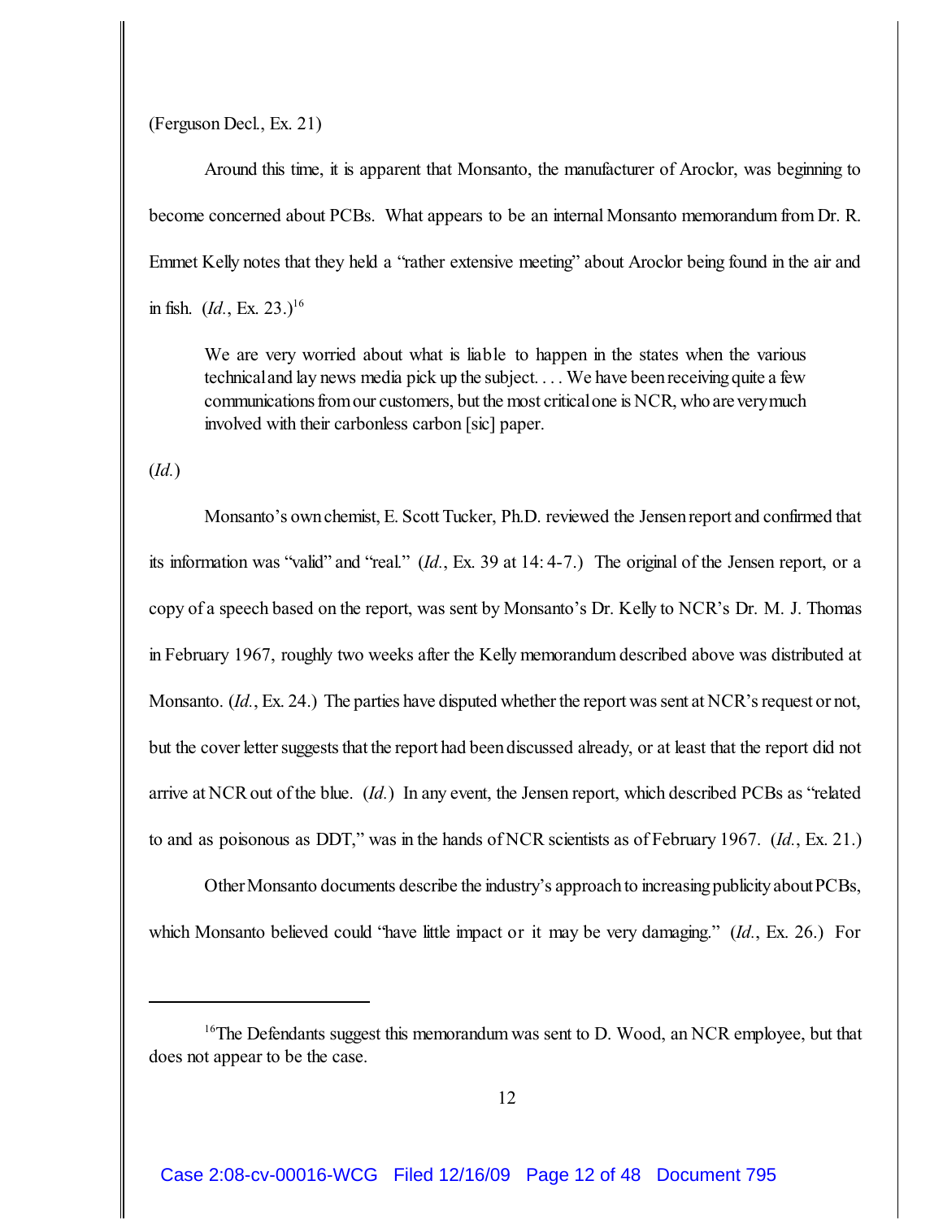(Ferguson Decl., Ex. 21)

Around this time, it is apparent that Monsanto, the manufacturer of Aroclor, was beginning to become concerned about PCBs. What appears to be an internal Monsanto memorandum from Dr. R. Emmet Kelly notes that they held a "rather extensive meeting" about Aroclor being found in the air and in fish. (*Id.*, Ex. 23.)[16]

> We are very worried about what is liable to happen in the states when the various technical and lay news media pick up the subject. . . . We have been receiving quite a few communications from our customers, but the most critical one is NCR, who are very much involved with their carbonless carbon [sic] paper.

(*Id.*)

Monsanto's own chemist, E. Scott Tucker, Ph.D. reviewed the Jensen report and confirmed that its information was "valid" and "real." (*Id.*, Ex. 39 at 14: 4-7.) The original of the Jensen report, or a copy of a speech based on the report, was sent by Monsanto's Dr. Kelly to NCR's Dr. M. J. Thomas in February 1967, roughly two weeks after the Kelly memorandum described above was distributed at Monsanto. (*Id.*, Ex. 24.) The parties have disputed whether the report was sent at NCR's request or not, but the cover letter suggests that the report had been discussed already, or at least that the report did not arrive at NCR out of the blue. (*Id.*) In any event, the Jensen report, which described PCBs as "related to and as poisonous as DDT," was in the hands of NCR scientists as of February 1967. (*Id.*, Ex. 21.)

Other Monsanto documents describe the industry's approach to increasing publicity about PCBs, which Monsanto believed could "have little impact or it may be very damaging." (*Id.*, Ex. 26.) For

---

[16] The Defendants suggest this memorandum was sent to D. Wood, an NCR employee, but that does not appear to be the case.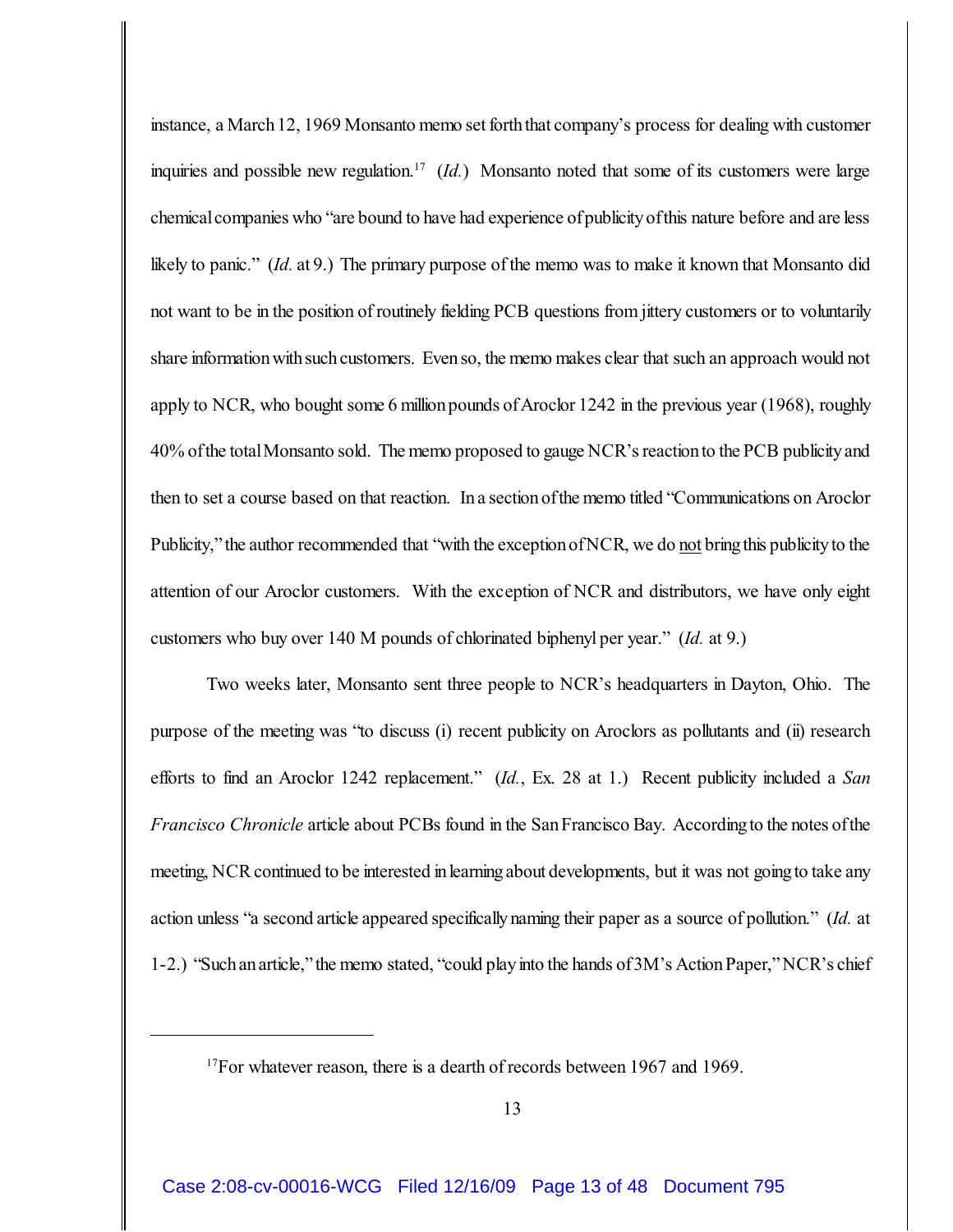instance, a March 12, 1969 Monsanto memo set forth that company's process for dealing with customer inquiries and possible new regulation.[17] (*Id.*) Monsanto noted that some of its customers were large chemical companies who "are bound to have had experience of publicity of this nature before and are less likely to panic." (*Id.* at 9.) The primary purpose of the memo was to make it known that Monsanto did not want to be in the position of routinely fielding PCB questions from jittery customers or to voluntarily share information with such customers. Even so, the memo makes clear that such an approach would not apply to NCR, who bought some 6 million pounds of Aroclor 1242 in the previous year (1968), roughly 40% of the total Monsanto sold. The memo proposed to gauge NCR's reaction to the PCB publicity and then to set a course based on that reaction. In a section of the memo titled "Communications on Aroclor Publicity," the author recommended that "with the exception of NCR, we do <u>not</u> bring this publicity to the attention of our Aroclor customers. With the exception of NCR and distributors, we have only eight customers who buy over 140 M pounds of chlorinated biphenyl per year." (*Id.* at 9.)

Two weeks later, Monsanto sent three people to NCR's headquarters in Dayton, Ohio. The purpose of the meeting was "to discuss (i) recent publicity on Aroclors as pollutants and (ii) research efforts to find an Aroclor 1242 replacement." (*Id.*, Ex. 28 at 1.) Recent publicity included a *San Francisco Chronicle* article about PCBs found in the San Francisco Bay. According to the notes of the meeting, NCR continued to be interested in learning about developments, but it was not going to take any action unless "a second article appeared specifically naming their paper as a source of pollution." (*Id.* at 1-2.) "Such an article," the memo stated, "could play into the hands of 3M's Action Paper," NCR's chief

[17] For whatever reason, there is a dearth of records between 1967 and 1969.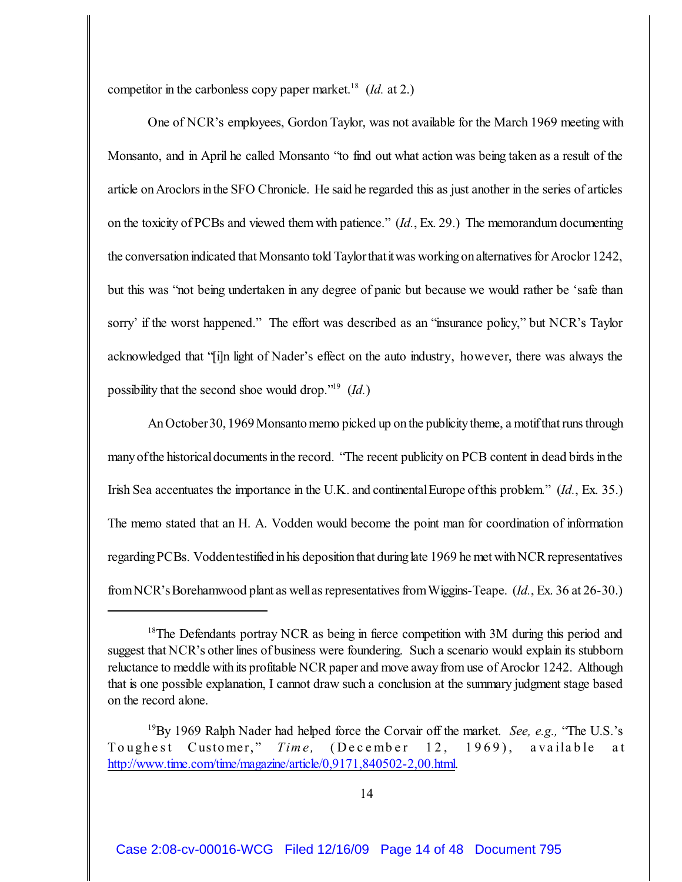competitor in the carbonless copy paper market.[18] (*Id.* at 2.)

One of NCR's employees, Gordon Taylor, was not available for the March 1969 meeting with Monsanto, and in April he called Monsanto "to find out what action was being taken as a result of the article on Aroclors in the SFO Chronicle. He said he regarded this as just another in the series of articles on the toxicity of PCBs and viewed them with patience." (*Id.*, Ex. 29.) The memorandum documenting the conversation indicated that Monsanto told Taylor that it was working on alternatives for Aroclor 1242, but this was "not being undertaken in any degree of panic but because we would rather be 'safe than sorry' if the worst happened." The effort was described as an "insurance policy," but NCR's Taylor acknowledged that "[i]n light of Nader's effect on the auto industry, however, there was always the possibility that the second shoe would drop."[19] (*Id.*)

An October 30, 1969 Monsanto memo picked up on the publicity theme, a motif that runs through many of the historical documents in the record. "The recent publicity on PCB content in dead birds in the Irish Sea accentuates the importance in the U.K. and continental Europe of this problem." (*Id.*, Ex. 35.) The memo stated that an H. A. Vodden would become the point man for coordination of information regarding PCBs. Vodden testified in his deposition that during late 1969 he met with NCR representatives from NCR's Borehamwood plant as well as representatives from Wiggins-Teape. (*Id.*, Ex. 36 at 26-30.)

---

[18] The Defendants portray NCR as being in fierce competition with 3M during this period and suggest that NCR's other lines of business were foundering. Such a scenario would explain its stubborn reluctance to meddle with its profitable NCR paper and move away from use of Aroclor 1242. Although that is one possible explanation, I cannot draw such a conclusion at the summary judgment stage based on the record alone.

[19] By 1969 Ralph Nader had helped force the Corvair off the market. *See, e.g.,* "The U.S.'s Toughest Customer," *Time,* (December 12, 1969), available at http://www.time.com/time/magazine/article/0,9171,840502-2,00.html.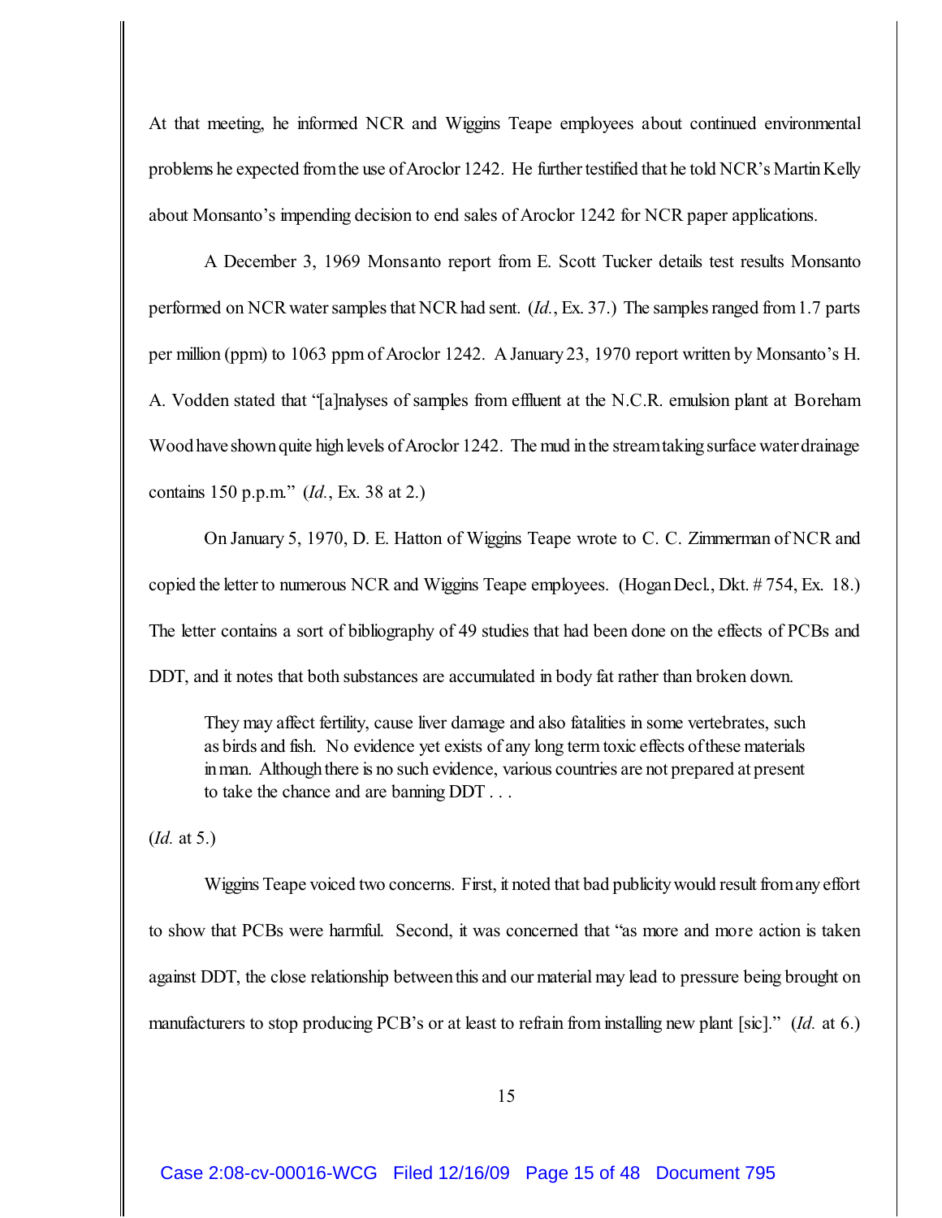At that meeting, he informed NCR and Wiggins Teape employees about continued environmental problems he expected from the use of Aroclor 1242. He further testified that he told NCR's Martin Kelly about Monsanto's impending decision to end sales of Aroclor 1242 for NCR paper applications.

A December 3, 1969 Monsanto report from E. Scott Tucker details test results Monsanto performed on NCR water samples that NCR had sent. (*Id.*, Ex. 37.) The samples ranged from 1.7 parts per million (ppm) to 1063 ppm of Aroclor 1242. A January 23, 1970 report written by Monsanto's H. A. Vodden stated that "[a]nalyses of samples from effluent at the N.C.R. emulsion plant at Boreham Wood have shown quite high levels of Aroclor 1242. The mud in the stream taking surface water drainage contains 150 p.p.m." (*Id.*, Ex. 38 at 2.)

On January 5, 1970, D. E. Hatton of Wiggins Teape wrote to C. C. Zimmerman of NCR and copied the letter to numerous NCR and Wiggins Teape employees. (Hogan Decl., Dkt. # 754, Ex. 18.) The letter contains a sort of bibliography of 49 studies that had been done on the effects of PCBs and DDT, and it notes that both substances are accumulated in body fat rather than broken down.

> They may affect fertility, cause liver damage and also fatalities in some vertebrates, such as birds and fish. No evidence yet exists of any long term toxic effects of these materials in man. Although there is no such evidence, various countries are not prepared at present to take the chance and are banning DDT . . .

(*Id.* at 5.)

Wiggins Teape voiced two concerns. First, it noted that bad publicity would result from any effort to show that PCBs were harmful. Second, it was concerned that "as more and more action is taken against DDT, the close relationship between this and our material may lead to pressure being brought on manufacturers to stop producing PCB's or at least to refrain from installing new plant [sic]." (*Id.* at 6.)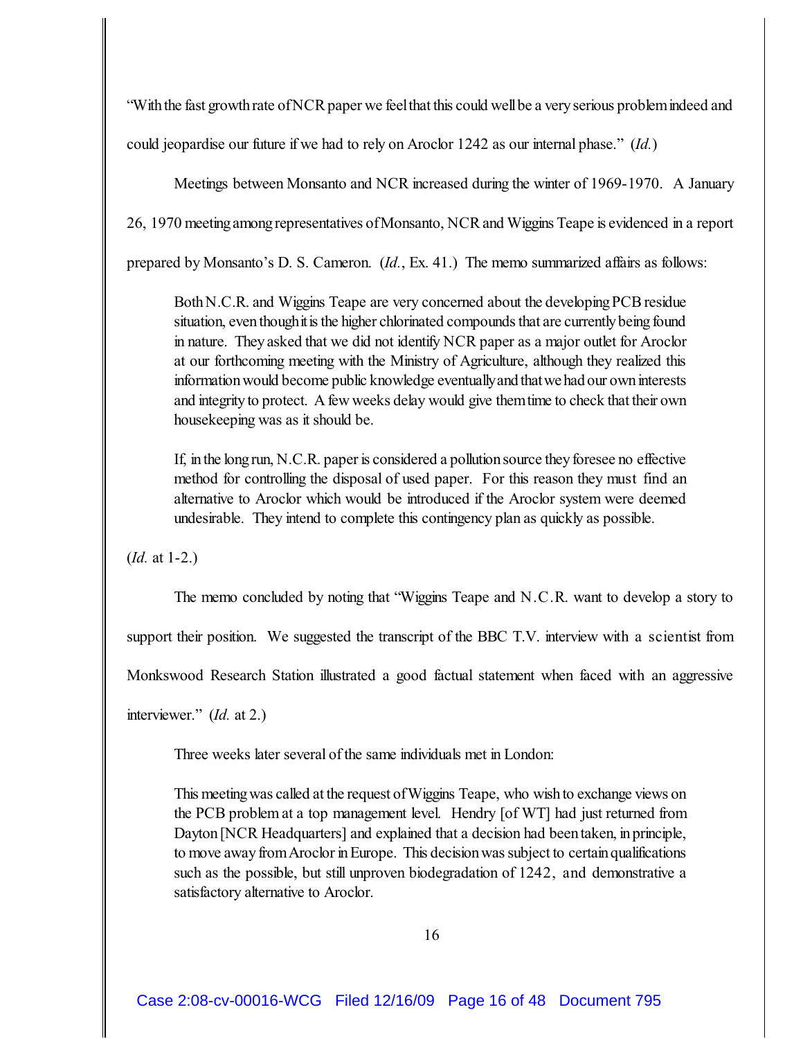"With the fast growth rate of NCR paper we feel that this could well be a very serious problem indeed and could jeopardise our future if we had to rely on Aroclor 1242 as our internal phase." (*Id.*)

Meetings between Monsanto and NCR increased during the winter of 1969-1970. A January 26, 1970 meeting among representatives of Monsanto, NCR and Wiggins Teape is evidenced in a report prepared by Monsanto's D. S. Cameron. (*Id.*, Ex. 41.) The memo summarized affairs as follows:

> Both N.C.R. and Wiggins Teape are very concerned about the developing PCB residue situation, even though it is the higher chlorinated compounds that are currently being found in nature. They asked that we did not identify NCR paper as a major outlet for Aroclor at our forthcoming meeting with the Ministry of Agriculture, although they realized this information would become public knowledge eventually and that we had our own interests and integrity to protect. A few weeks delay would give them time to check that their own housekeeping was as it should be.
>
> If, in the long run, N.C.R. paper is considered a pollution source they foresee no effective method for controlling the disposal of used paper. For this reason they must find an alternative to Aroclor which would be introduced if the Aroclor system were deemed undesirable. They intend to complete this contingency plan as quickly as possible.

(*Id.* at 1-2.)

The memo concluded by noting that "Wiggins Teape and N.C.R. want to develop a story to support their position. We suggested the transcript of the BBC T.V. interview with a scientist from Monkswood Research Station illustrated a good factual statement when faced with an aggressive interviewer." (*Id.* at 2.)

Three weeks later several of the same individuals met in London:

> This meeting was called at the request of Wiggins Teape, who wish to exchange views on the PCB problem at a top management level. Hendry [of WT] had just returned from Dayton [NCR Headquarters] and explained that a decision had been taken, in principle, to move away from Aroclor in Europe. This decision was subject to certain qualifications such as the possible, but still unproven biodegradation of 1242, and demonstrative a satisfactory alternative to Aroclor.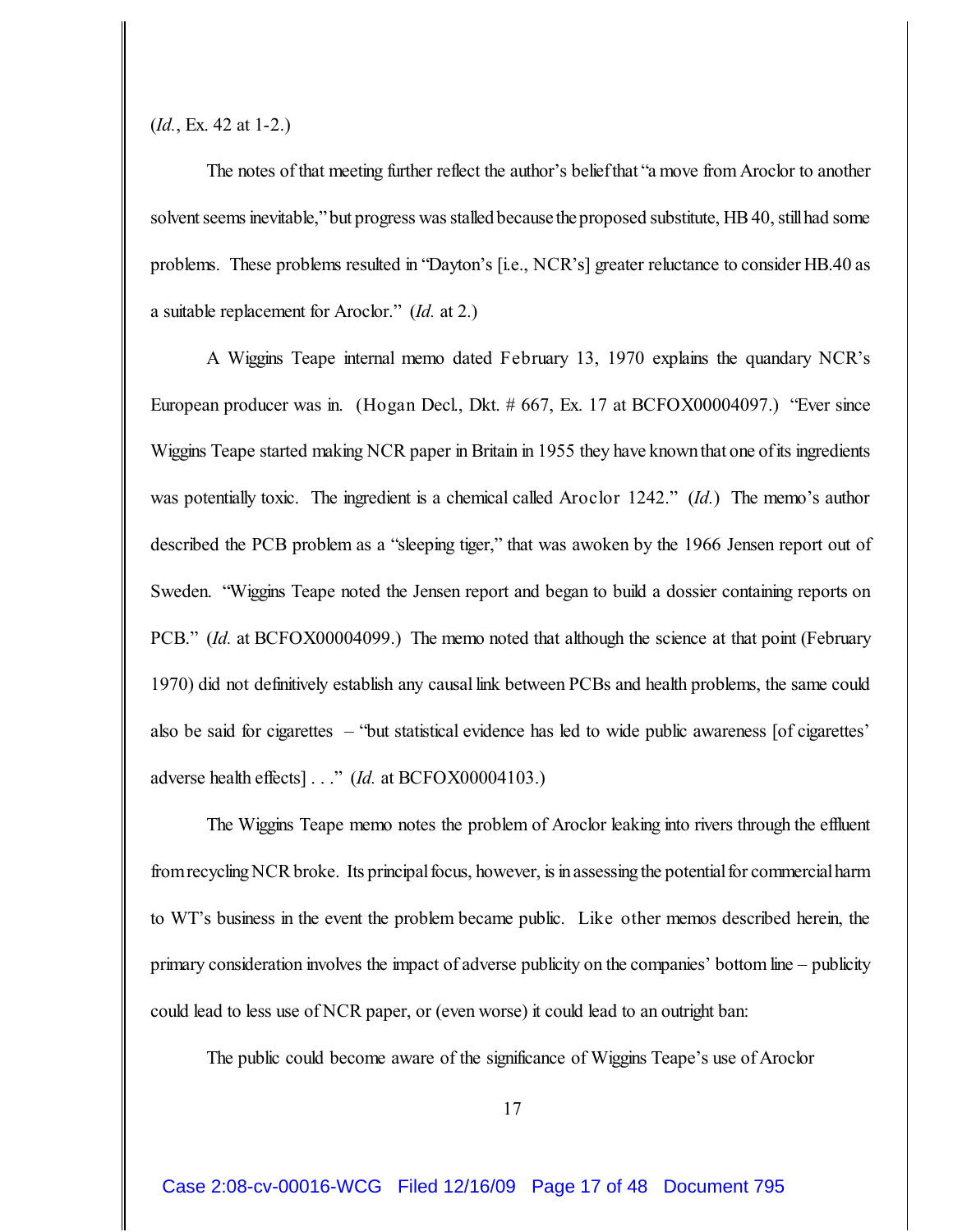(*Id.*, Ex. 42 at 1-2.)

The notes of that meeting further reflect the author's belief that "a move from Aroclor to another solvent seems inevitable," but progress was stalled because the proposed substitute, HB 40, still had some problems. These problems resulted in "Dayton's [i.e., NCR's] greater reluctance to consider HB.40 as a suitable replacement for Aroclor." (*Id.* at 2.)

A Wiggins Teape internal memo dated February 13, 1970 explains the quandary NCR's European producer was in. (Hogan Decl., Dkt. # 667, Ex. 17 at BCFOX00004097.) "Ever since Wiggins Teape started making NCR paper in Britain in 1955 they have known that one of its ingredients was potentially toxic. The ingredient is a chemical called Aroclor 1242." (*Id.*) The memo's author described the PCB problem as a "sleeping tiger," that was awoken by the 1966 Jensen report out of Sweden. "Wiggins Teape noted the Jensen report and began to build a dossier containing reports on PCB." (*Id.* at BCFOX00004099.) The memo noted that although the science at that point (February 1970) did not definitively establish any causal link between PCBs and health problems, the same could also be said for cigarettes – "but statistical evidence has led to wide public awareness [of cigarettes' adverse health effects] . . ." (*Id.* at BCFOX00004103.)

The Wiggins Teape memo notes the problem of Aroclor leaking into rivers through the effluent from recycling NCR broke. Its principal focus, however, is in assessing the potential for commercial harm to WT's business in the event the problem became public. Like other memos described herein, the primary consideration involves the impact of adverse publicity on the companies' bottom line – publicity could lead to less use of NCR paper, or (even worse) it could lead to an outright ban:

The public could become aware of the significance of Wiggins Teape's use of Aroclor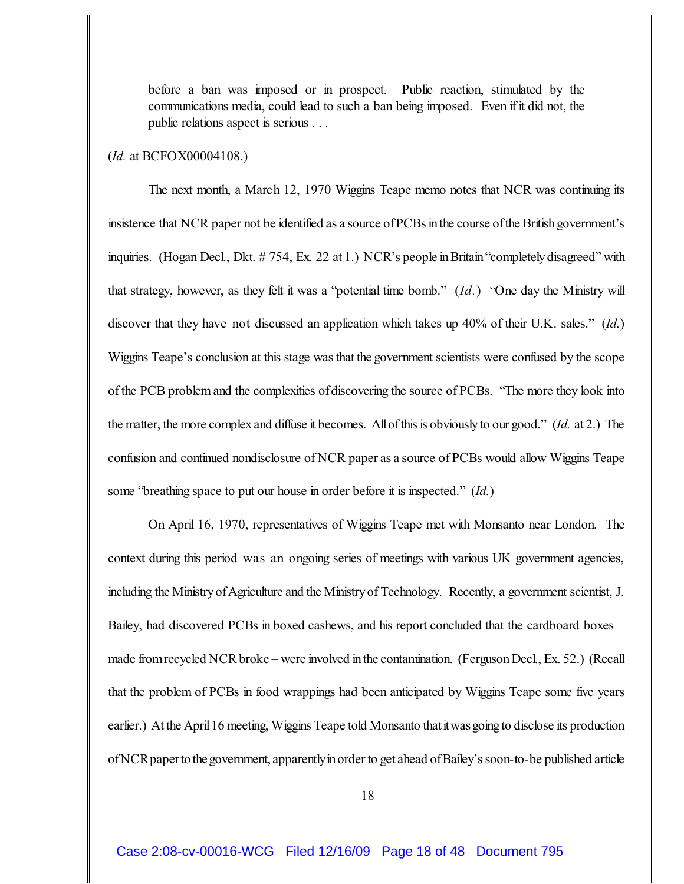> before a ban was imposed or in prospect. Public reaction, stimulated by the communications media, could lead to such a ban being imposed. Even if it did not, the public relations aspect is serious . . .

(*Id.* at BCFOX00004108.)

The next month, a March 12, 1970 Wiggins Teape memo notes that NCR was continuing its insistence that NCR paper not be identified as a source of PCBs in the course of the British government's inquiries. (Hogan Decl., Dkt. # 754, Ex. 22 at 1.) NCR's people in Britain "completely disagreed" with that strategy, however, as they felt it was a "potential time bomb." (*Id.*) "One day the Ministry will discover that they have not discussed an application which takes up 40% of their U.K. sales." (*Id.*) Wiggins Teape's conclusion at this stage was that the government scientists were confused by the scope of the PCB problem and the complexities of discovering the source of PCBs. "The more they look into the matter, the more complex and diffuse it becomes. All of this is obviously to our good." (*Id.* at 2.) The confusion and continued nondisclosure of NCR paper as a source of PCBs would allow Wiggins Teape some "breathing space to put our house in order before it is inspected." (*Id.*)

On April 16, 1970, representatives of Wiggins Teape met with Monsanto near London. The context during this period was an ongoing series of meetings with various UK government agencies, including the Ministry of Agriculture and the Ministry of Technology. Recently, a government scientist, J. Bailey, had discovered PCBs in boxed cashews, and his report concluded that the cardboard boxes – made from recycled NCR broke – were involved in the contamination. (Ferguson Decl., Ex. 52.) (Recall that the problem of PCBs in food wrappings had been anticipated by Wiggins Teape some five years earlier.) At the April 16 meeting, Wiggins Teape told Monsanto that it was going to disclose its production of NCR paper to the government, apparently in order to get ahead of Bailey's soon-to-be published article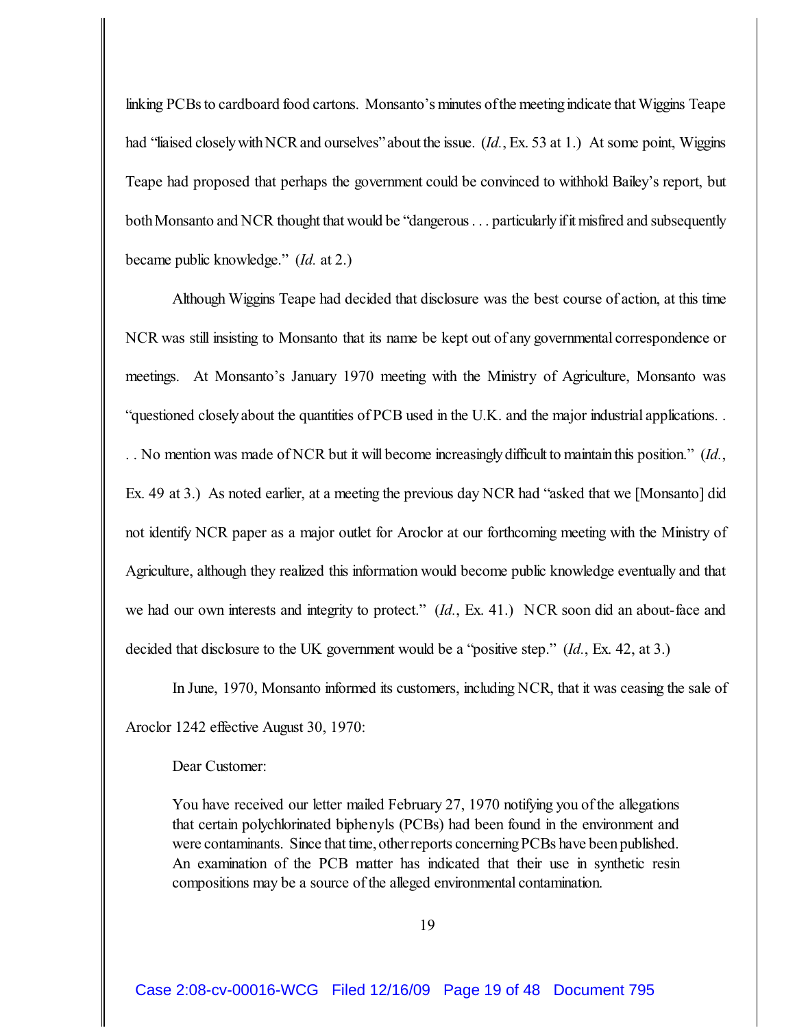linking PCBs to cardboard food cartons. Monsanto's minutes of the meeting indicate that Wiggins Teape had "liaised closely with NCR and ourselves" about the issue. (*Id.*, Ex. 53 at 1.) At some point, Wiggins Teape had proposed that perhaps the government could be convinced to withhold Bailey's report, but both Monsanto and NCR thought that would be "dangerous . . . particularly if it misfired and subsequently became public knowledge." (*Id.* at 2.)

Although Wiggins Teape had decided that disclosure was the best course of action, at this time NCR was still insisting to Monsanto that its name be kept out of any governmental correspondence or meetings. At Monsanto's January 1970 meeting with the Ministry of Agriculture, Monsanto was "questioned closely about the quantities of PCB used in the U.K. and the major industrial applications. . . . No mention was made of NCR but it will become increasingly difficult to maintain this position." (*Id.*, Ex. 49 at 3.) As noted earlier, at a meeting the previous day NCR had "asked that we [Monsanto] did not identify NCR paper as a major outlet for Aroclor at our forthcoming meeting with the Ministry of Agriculture, although they realized this information would become public knowledge eventually and that we had our own interests and integrity to protect." (*Id.*, Ex. 41.) NCR soon did an about-face and decided that disclosure to the UK government would be a "positive step." (*Id.*, Ex. 42, at 3.)

In June, 1970, Monsanto informed its customers, including NCR, that it was ceasing the sale of Aroclor 1242 effective August 30, 1970:

> Dear Customer:
>
> You have received our letter mailed February 27, 1970 notifying you of the allegations that certain polychlorinated biphenyls (PCBs) had been found in the environment and were contaminants. Since that time, other reports concerning PCBs have been published. An examination of the PCB matter has indicated that their use in synthetic resin compositions may be a source of the alleged environmental contamination.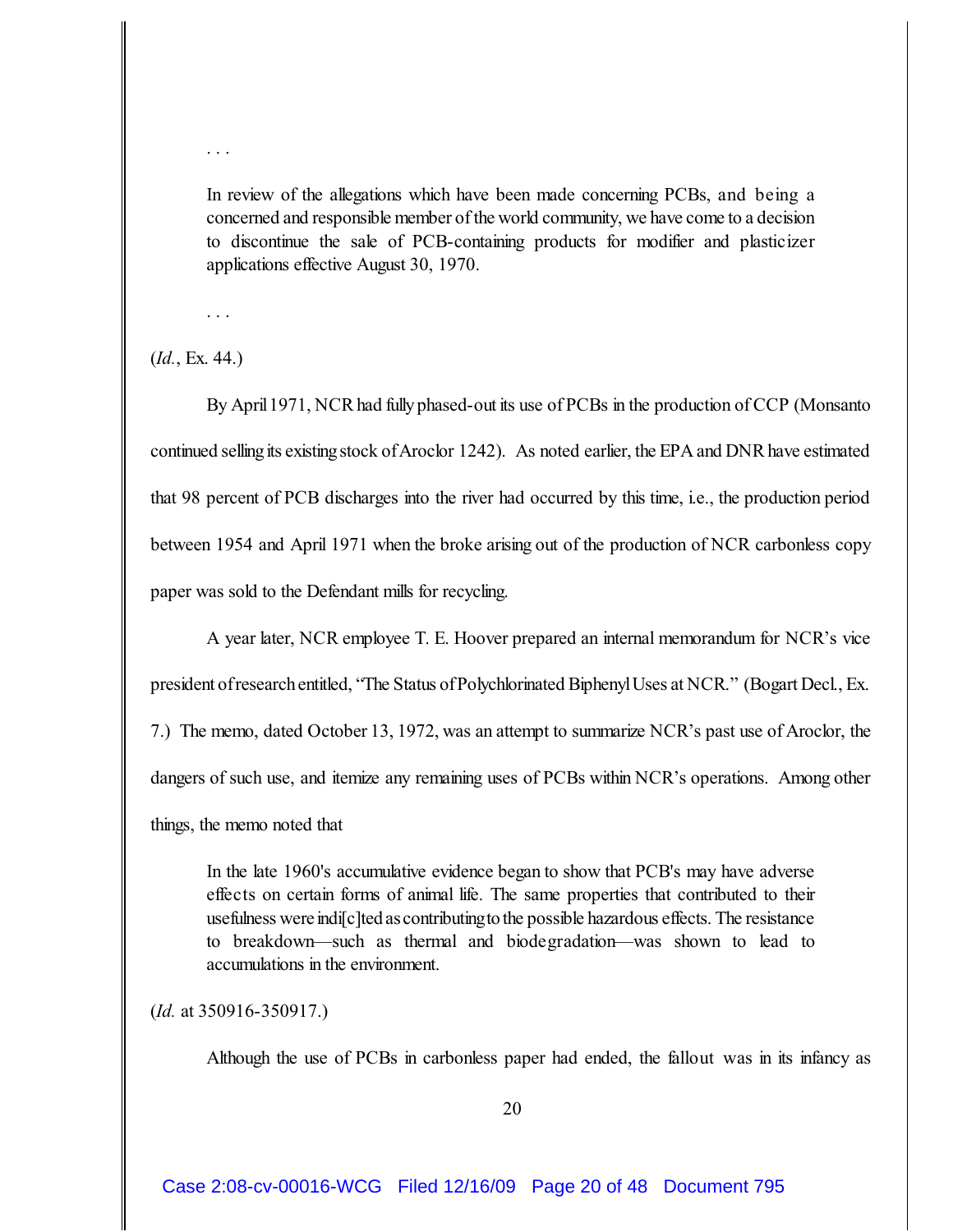. . .

> In review of the allegations which have been made concerning PCBs, and being a concerned and responsible member of the world community, we have come to a decision to discontinue the sale of PCB-containing products for modifier and plasticizer applications effective August 30, 1970.

. . .

(*Id.*, Ex. 44.)

By April 1971, NCR had fully phased-out its use of PCBs in the production of CCP (Monsanto continued selling its existing stock of Aroclor 1242). As noted earlier, the EPA and DNR have estimated that 98 percent of PCB discharges into the river had occurred by this time, i.e., the production period between 1954 and April 1971 when the broke arising out of the production of NCR carbonless copy paper was sold to the Defendant mills for recycling.

A year later, NCR employee T. E. Hoover prepared an internal memorandum for NCR's vice president of research entitled, "The Status of Polychlorinated Biphenyl Uses at NCR." (Bogart Decl., Ex. 7.) The memo, dated October 13, 1972, was an attempt to summarize NCR's past use of Aroclor, the dangers of such use, and itemize any remaining uses of PCBs within NCR's operations. Among other things, the memo noted that

> In the late 1960's accumulative evidence began to show that PCB's may have adverse effects on certain forms of animal life. The same properties that contributed to their usefulness were indi[c]ted as contributing to the possible hazardous effects. The resistance to breakdown—such as thermal and biodegradation—was shown to lead to accumulations in the environment.

(*Id.* at 350916-350917.)

Although the use of PCBs in carbonless paper had ended, the fallout was in its infancy as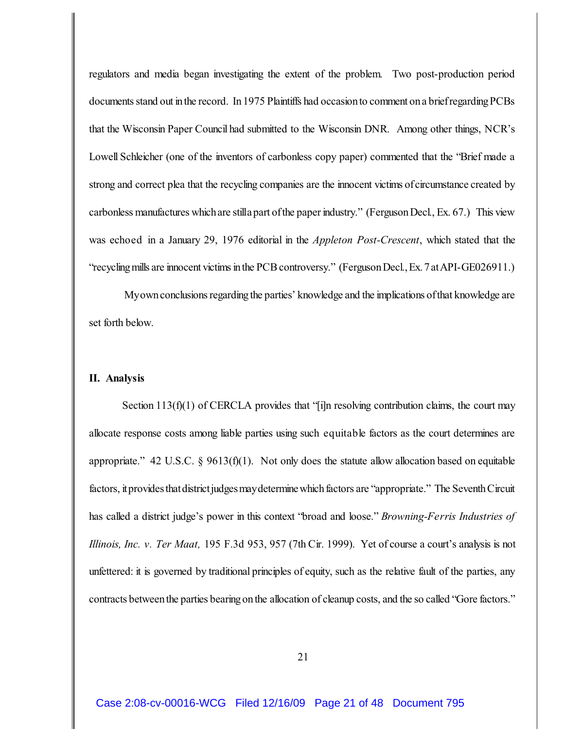regulators and media began investigating the extent of the problem. Two post-production period documents stand out in the record. In 1975 Plaintiffs had occasion to comment on a brief regarding PCBs that the Wisconsin Paper Council had submitted to the Wisconsin DNR. Among other things, NCR's Lowell Schleicher (one of the inventors of carbonless copy paper) commented that the "Brief made a strong and correct plea that the recycling companies are the innocent victims of circumstance created by carbonless manufactures which are still a part of the paper industry." (Ferguson Decl., Ex. 67.) This view was echoed in a January 29, 1976 editorial in the *Appleton Post-Crescent*, which stated that the "recycling mills are innocent victims in the PCB controversy." (Ferguson Decl., Ex. 7 at API-GE026911.)

My own conclusions regarding the parties' knowledge and the implications of that knowledge are set forth below.

## II. Analysis

Section 113(f)(1) of CERCLA provides that "[i]n resolving contribution claims, the court may allocate response costs among liable parties using such equitable factors as the court determines are appropriate." 42 U.S.C. § 9613(f)(1). Not only does the statute allow allocation based on equitable factors, it provides that district judges may determine which factors are "appropriate." The Seventh Circuit has called a district judge's power in this context "broad and loose." *Browning-Ferris Industries of Illinois, Inc. v. Ter Maat,* 195 F.3d 953, 957 (7th Cir. 1999). Yet of course a court's analysis is not unfettered: it is governed by traditional principles of equity, such as the relative fault of the parties, any contracts between the parties bearing on the allocation of cleanup costs, and the so called "Gore factors."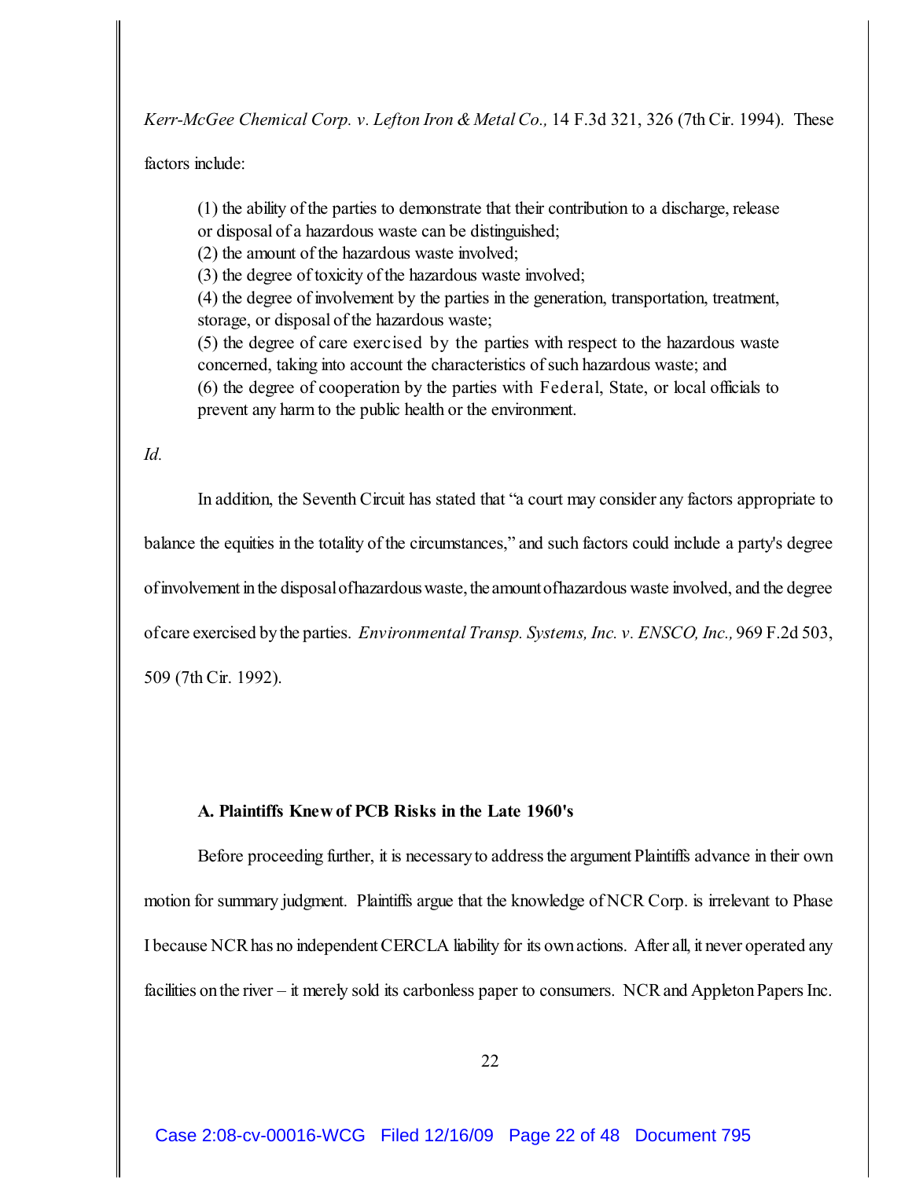*Kerr-McGee Chemical Corp. v. Lefton Iron & Metal Co.,* 14 F.3d 321, 326 (7th Cir. 1994). These factors include:

> (1) the ability of the parties to demonstrate that their contribution to a discharge, release or disposal of a hazardous waste can be distinguished;
> (2) the amount of the hazardous waste involved;
> (3) the degree of toxicity of the hazardous waste involved;
> (4) the degree of involvement by the parties in the generation, transportation, treatment, storage, or disposal of the hazardous waste;
> (5) the degree of care exercised by the parties with respect to the hazardous waste concerned, taking into account the characteristics of such hazardous waste; and
> (6) the degree of cooperation by the parties with Federal, State, or local officials to prevent any harm to the public health or the environment.

*Id.*

In addition, the Seventh Circuit has stated that "a court may consider any factors appropriate to balance the equities in the totality of the circumstances," and such factors could include a party's degree of involvement in the disposal of hazardous waste, the amount of hazardous waste involved, and the degree of care exercised by the parties. *Environmental Transp. Systems, Inc. v. ENSCO, Inc.,* 969 F.2d 503, 509 (7th Cir. 1992).

**A. Plaintiffs Knew of PCB Risks in the Late 1960's**

Before proceeding further, it is necessary to address the argument Plaintiffs advance in their own motion for summary judgment. Plaintiffs argue that the knowledge of NCR Corp. is irrelevant to Phase I because NCR has no independent CERCLA liability for its own actions. After all, it never operated any facilities on the river – it merely sold its carbonless paper to consumers. NCR and Appleton Papers Inc.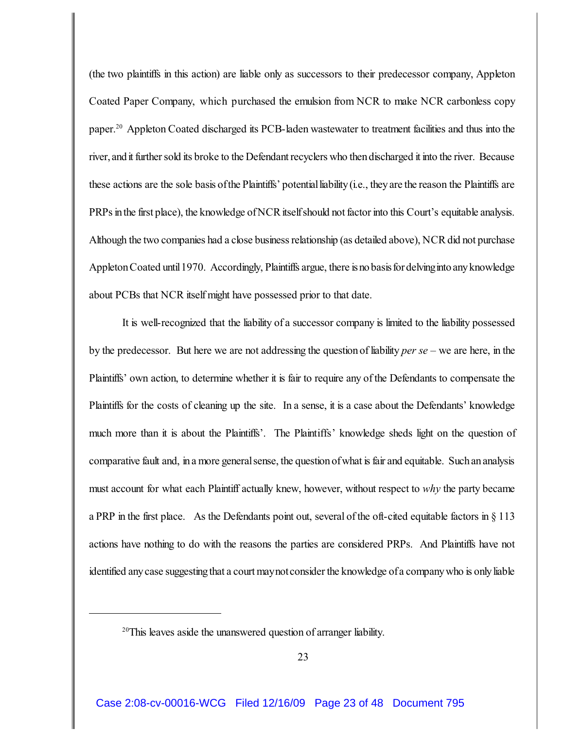(the two plaintiffs in this action) are liable only as successors to their predecessor company, Appleton Coated Paper Company, which purchased the emulsion from NCR to make NCR carbonless copy paper.[20] Appleton Coated discharged its PCB-laden wastewater to treatment facilities and thus into the river, and it further sold its broke to the Defendant recyclers who then discharged it into the river. Because these actions are the sole basis of the Plaintiffs' potential liability (i.e., they are the reason the Plaintiffs are PRPs in the first place), the knowledge of NCR itself should not factor into this Court's equitable analysis. Although the two companies had a close business relationship (as detailed above), NCR did not purchase Appleton Coated until 1970. Accordingly, Plaintiffs argue, there is no basis for delving into any knowledge about PCBs that NCR itself might have possessed prior to that date.

It is well-recognized that the liability of a successor company is limited to the liability possessed by the predecessor. But here we are not addressing the question of liability *per se* – we are here, in the Plaintiffs' own action, to determine whether it is fair to require any of the Defendants to compensate the Plaintiffs for the costs of cleaning up the site. In a sense, it is a case about the Defendants' knowledge much more than it is about the Plaintiffs'. The Plaintiffs' knowledge sheds light on the question of comparative fault and, in a more general sense, the question of what is fair and equitable. Such an analysis must account for what each Plaintiff actually knew, however, without respect to *why* the party became a PRP in the first place. As the Defendants point out, several of the oft-cited equitable factors in § 113 actions have nothing to do with the reasons the parties are considered PRPs. And Plaintiffs have not identified any case suggesting that a court may not consider the knowledge of a company who is only liable

---

[20] This leaves aside the unanswered question of arranger liability.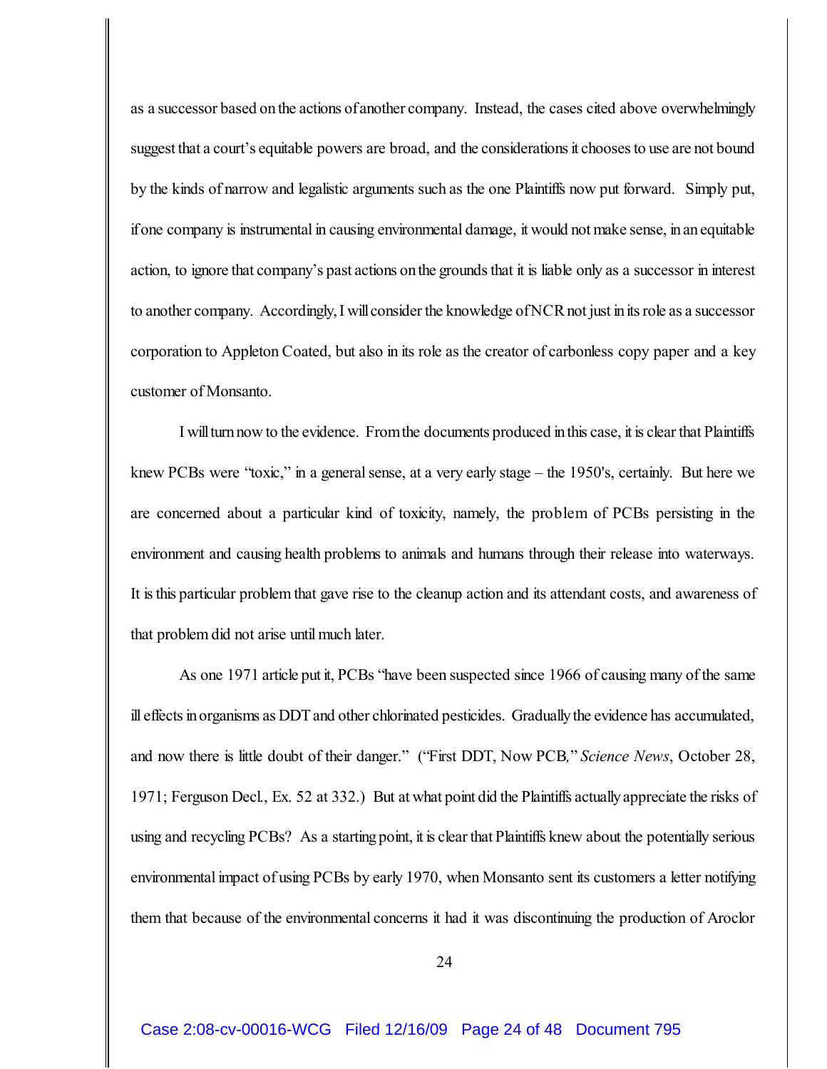as a successor based on the actions of another company. Instead, the cases cited above overwhelmingly suggest that a court's equitable powers are broad, and the considerations it chooses to use are not bound by the kinds of narrow and legalistic arguments such as the one Plaintiffs now put forward. Simply put, if one company is instrumental in causing environmental damage, it would not make sense, in an equitable action, to ignore that company's past actions on the grounds that it is liable only as a successor in interest to another company. Accordingly, I will consider the knowledge of NCR not just in its role as a successor corporation to Appleton Coated, but also in its role as the creator of carbonless copy paper and a key customer of Monsanto.

I will turn now to the evidence. From the documents produced in this case, it is clear that Plaintiffs knew PCBs were "toxic," in a general sense, at a very early stage – the 1950's, certainly. But here we are concerned about a particular kind of toxicity, namely, the problem of PCBs persisting in the environment and causing health problems to animals and humans through their release into waterways. It is this particular problem that gave rise to the cleanup action and its attendant costs, and awareness of that problem did not arise until much later.

As one 1971 article put it, PCBs "have been suspected since 1966 of causing many of the same ill effects in organisms as DDT and other chlorinated pesticides. Gradually the evidence has accumulated, and now there is little doubt of their danger." ("First DDT, Now PCB," *Science News*, October 28, 1971; Ferguson Decl., Ex. 52 at 332.) But at what point did the Plaintiffs actually appreciate the risks of using and recycling PCBs? As a starting point, it is clear that Plaintiffs knew about the potentially serious environmental impact of using PCBs by early 1970, when Monsanto sent its customers a letter notifying them that because of the environmental concerns it had it was discontinuing the production of Aroclor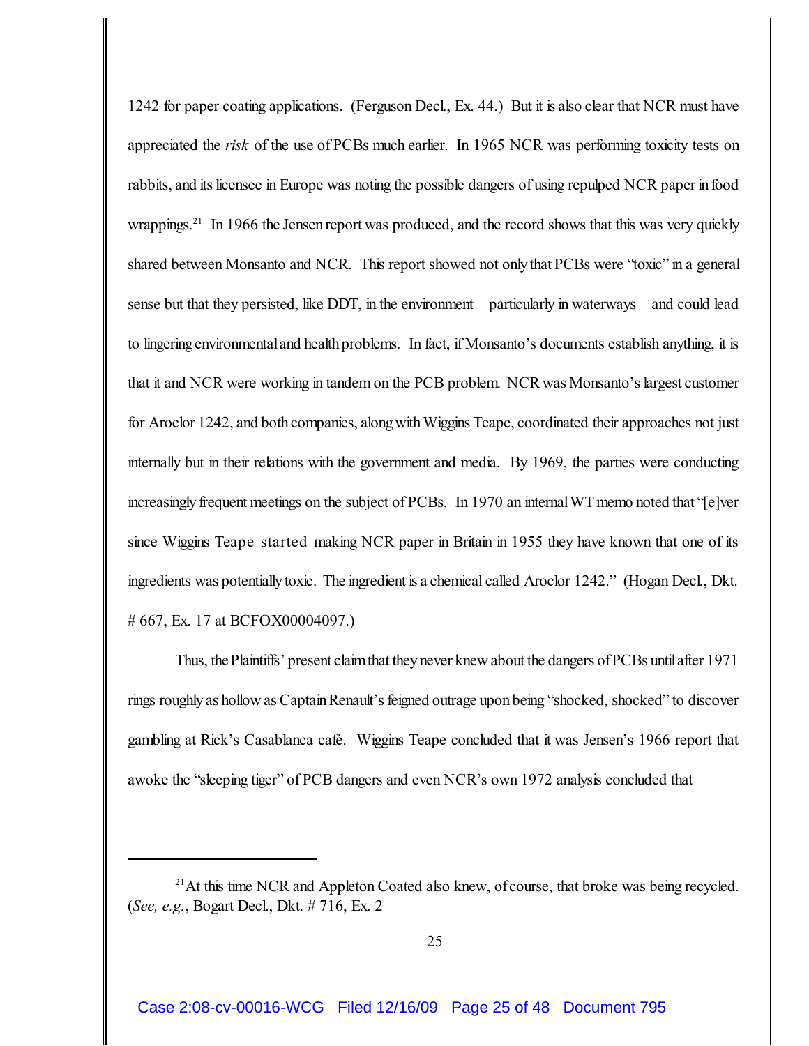1242 for paper coating applications. (Ferguson Decl., Ex. 44.) But it is also clear that NCR must have appreciated the *risk* of the use of PCBs much earlier. In 1965 NCR was performing toxicity tests on rabbits, and its licensee in Europe was noting the possible dangers of using repulped NCR paper in food wrappings.[21] In 1966 the Jensen report was produced, and the record shows that this was very quickly shared between Monsanto and NCR. This report showed not only that PCBs were "toxic" in a general sense but that they persisted, like DDT, in the environment – particularly in waterways – and could lead to lingering environmental and health problems. In fact, if Monsanto's documents establish anything, it is that it and NCR were working in tandem on the PCB problem. NCR was Monsanto's largest customer for Aroclor 1242, and both companies, along with Wiggins Teape, coordinated their approaches not just internally but in their relations with the government and media. By 1969, the parties were conducting increasingly frequent meetings on the subject of PCBs. In 1970 an internal WT memo noted that "[e]ver since Wiggins Teape started making NCR paper in Britain in 1955 they have known that one of its ingredients was potentially toxic. The ingredient is a chemical called Aroclor 1242." (Hogan Decl., Dkt. # 667, Ex. 17 at BCFOX00004097.)

Thus, the Plaintiffs' present claim that they never knew about the dangers of PCBs until after 1971 rings roughly as hollow as Captain Renault's feigned outrage upon being "shocked, shocked" to discover gambling at Rick's Casablanca café. Wiggins Teape concluded that it was Jensen's 1966 report that awoke the "sleeping tiger" of PCB dangers and even NCR's own 1972 analysis concluded that

---

[21] At this time NCR and Appleton Coated also knew, of course, that broke was being recycled. (*See, e.g.*, Bogart Decl., Dkt. # 716, Ex. 2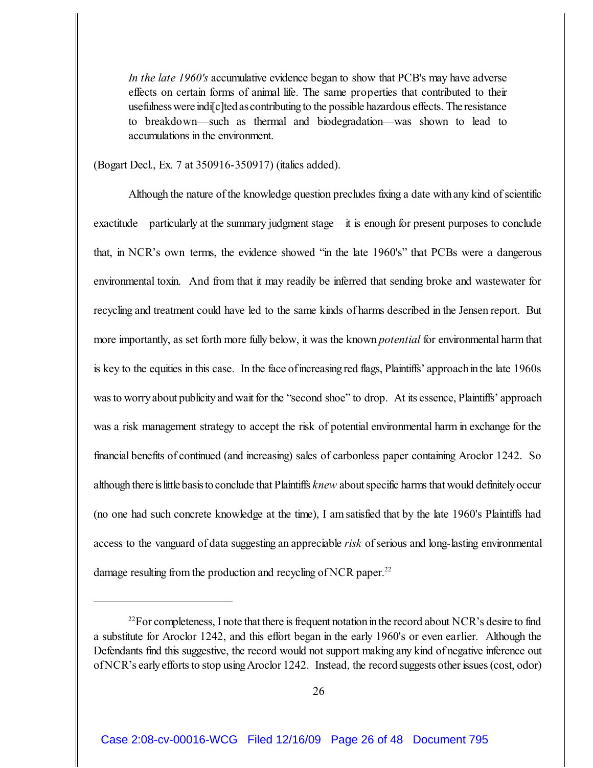> *In the late 1960's* accumulative evidence began to show that PCB's may have adverse effects on certain forms of animal life. The same properties that contributed to their usefulness were indi[c]ted as contributing to the possible hazardous effects. The resistance to breakdown—such as thermal and biodegradation—was shown to lead to accumulations in the environment.

(Bogart Decl., Ex. 7 at 350916-350917) (italics added).

Although the nature of the knowledge question precludes fixing a date with any kind of scientific exactitude – particularly at the summary judgment stage – it is enough for present purposes to conclude that, in NCR's own terms, the evidence showed "in the late 1960's" that PCBs were a dangerous environmental toxin. And from that it may readily be inferred that sending broke and wastewater for recycling and treatment could have led to the same kinds of harms described in the Jensen report. But more importantly, as set forth more fully below, it was the known *potential* for environmental harm that is key to the equities in this case. In the face of increasing red flags, Plaintiffs' approach in the late 1960s was to worry about publicity and wait for the "second shoe" to drop. At its essence, Plaintiffs' approach was a risk management strategy to accept the risk of potential environmental harm in exchange for the financial benefits of continued (and increasing) sales of carbonless paper containing Aroclor 1242. So although there is little basis to conclude that Plaintiffs *knew* about specific harms that would definitely occur (no one had such concrete knowledge at the time), I am satisfied that by the late 1960's Plaintiffs had access to the vanguard of data suggesting an appreciable *risk* of serious and long-lasting environmental damage resulting from the production and recycling of NCR paper.[22]

---

[22] For completeness, I note that there is frequent notation in the record about NCR's desire to find a substitute for Aroclor 1242, and this effort began in the early 1960's or even earlier. Although the Defendants find this suggestive, the record would not support making any kind of negative inference out of NCR's early efforts to stop using Aroclor 1242. Instead, the record suggests other issues (cost, odor)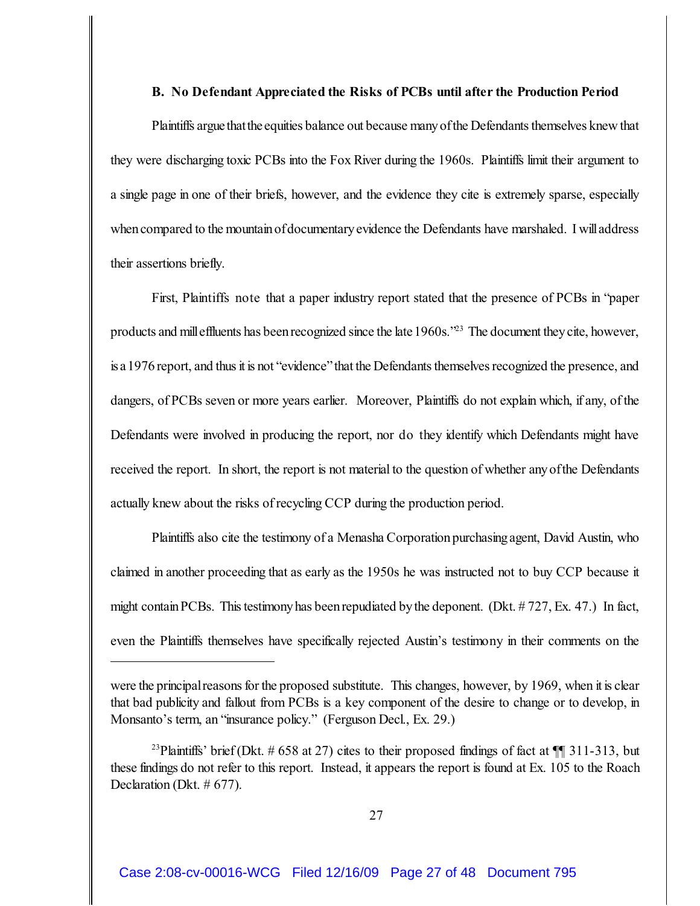### B. No Defendant Appreciated the Risks of PCBs until after the Production Period

Plaintiffs argue that the equities balance out because many of the Defendants themselves knew that they were discharging toxic PCBs into the Fox River during the 1960s. Plaintiffs limit their argument to a single page in one of their briefs, however, and the evidence they cite is extremely sparse, especially when compared to the mountain of documentary evidence the Defendants have marshaled. I will address their assertions briefly.

First, Plaintiffs note that a paper industry report stated that the presence of PCBs in "paper products and mill effluents has been recognized since the late 1960s."[23] The document they cite, however, is a 1976 report, and thus it is not "evidence" that the Defendants themselves recognized the presence, and dangers, of PCBs seven or more years earlier. Moreover, Plaintiffs do not explain which, if any, of the Defendants were involved in producing the report, nor do they identify which Defendants might have received the report. In short, the report is not material to the question of whether any of the Defendants actually knew about the risks of recycling CCP during the production period.

Plaintiffs also cite the testimony of a Menasha Corporation purchasing agent, David Austin, who claimed in another proceeding that as early as the 1950s he was instructed not to buy CCP because it might contain PCBs. This testimony has been repudiated by the deponent. (Dkt. # 727, Ex. 47.) In fact, even the Plaintiffs themselves have specifically rejected Austin's testimony in their comments on the

---

were the principal reasons for the proposed substitute. This changes, however, by 1969, when it is clear that bad publicity and fallout from PCBs is a key component of the desire to change or to develop, in Monsanto's term, an "insurance policy." (Ferguson Decl., Ex. 29.)

[23] Plaintiffs' brief (Dkt. # 658 at 27) cites to their proposed findings of fact at ¶¶ 311-313, but these findings do not refer to this report. Instead, it appears the report is found at Ex. 105 to the Roach Declaration (Dkt. # 677).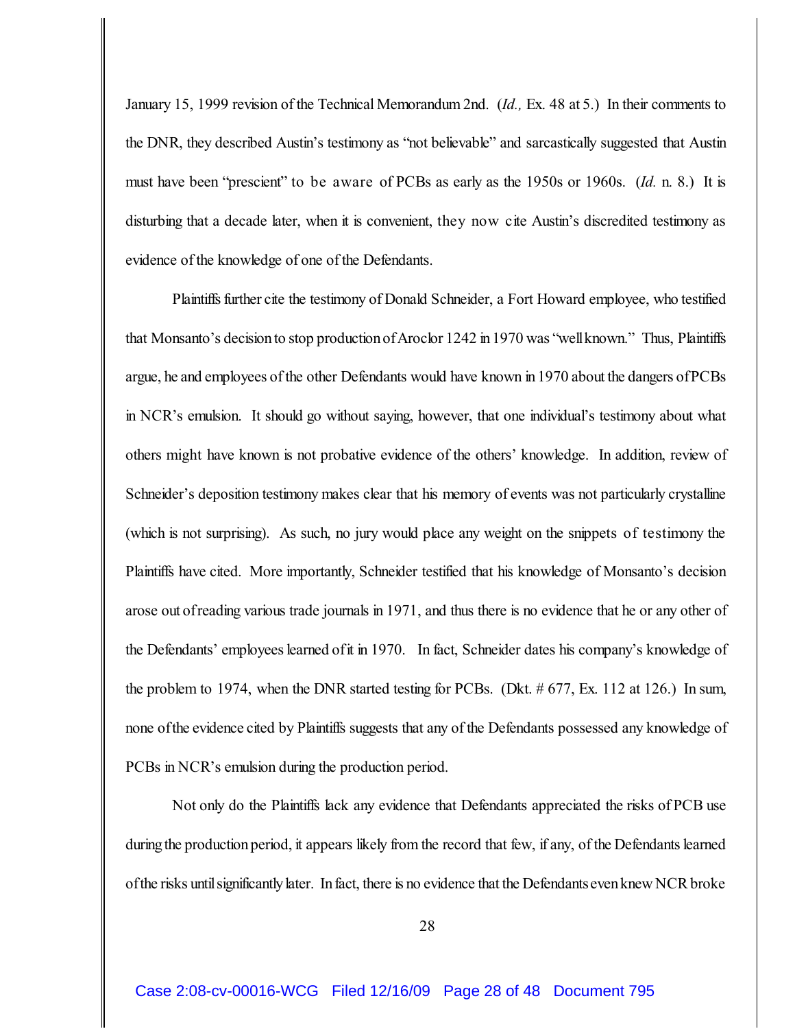January 15, 1999 revision of the Technical Memorandum 2nd. (*Id.,* Ex. 48 at 5.) In their comments to the DNR, they described Austin's testimony as "not believable" and sarcastically suggested that Austin must have been "prescient" to be aware of PCBs as early as the 1950s or 1960s. (*Id.* n. 8.) It is disturbing that a decade later, when it is convenient, they now cite Austin's discredited testimony as evidence of the knowledge of one of the Defendants.

Plaintiffs further cite the testimony of Donald Schneider, a Fort Howard employee, who testified that Monsanto's decision to stop production of Aroclor 1242 in 1970 was "well known." Thus, Plaintiffs argue, he and employees of the other Defendants would have known in 1970 about the dangers of PCBs in NCR's emulsion. It should go without saying, however, that one individual's testimony about what others might have known is not probative evidence of the others' knowledge. In addition, review of Schneider's deposition testimony makes clear that his memory of events was not particularly crystalline (which is not surprising). As such, no jury would place any weight on the snippets of testimony the Plaintiffs have cited. More importantly, Schneider testified that his knowledge of Monsanto's decision arose out of reading various trade journals in 1971, and thus there is no evidence that he or any other of the Defendants' employees learned of it in 1970. In fact, Schneider dates his company's knowledge of the problem to 1974, when the DNR started testing for PCBs. (Dkt. # 677, Ex. 112 at 126.) In sum, none of the evidence cited by Plaintiffs suggests that any of the Defendants possessed any knowledge of PCBs in NCR's emulsion during the production period.

Not only do the Plaintiffs lack any evidence that Defendants appreciated the risks of PCB use during the production period, it appears likely from the record that few, if any, of the Defendants learned of the risks until significantly later. In fact, there is no evidence that the Defendants even knew NCR broke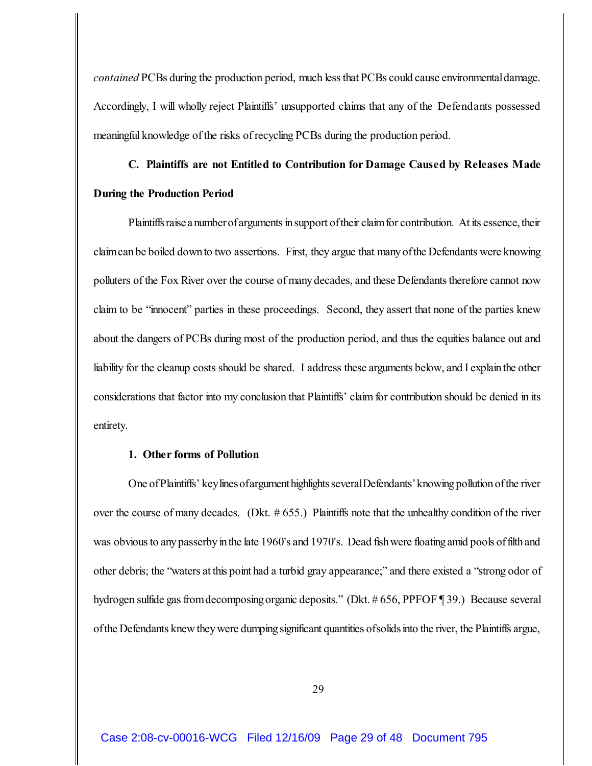*contained* PCBs during the production period, much less that PCBs could cause environmental damage. Accordingly, I will wholly reject Plaintiffs' unsupported claims that any of the Defendants possessed meaningful knowledge of the risks of recycling PCBs during the production period.

**C. Plaintiffs are not Entitled to Contribution for Damage Caused by Releases Made During the Production Period**

Plaintiffs raise a number of arguments in support of their claim for contribution. At its essence, their claim can be boiled down to two assertions. First, they argue that many of the Defendants were knowing polluters of the Fox River over the course of many decades, and these Defendants therefore cannot now claim to be "innocent" parties in these proceedings. Second, they assert that none of the parties knew about the dangers of PCBs during most of the production period, and thus the equities balance out and liability for the cleanup costs should be shared. I address these arguments below, and I explain the other considerations that factor into my conclusion that Plaintiffs' claim for contribution should be denied in its entirety.

**1. Other forms of Pollution**

One of Plaintiffs' key lines of argument highlights several Defendants' knowing pollution of the river over the course of many decades. (Dkt. # 655.) Plaintiffs note that the unhealthy condition of the river was obvious to any passerby in the late 1960's and 1970's. Dead fish were floating amid pools of filth and other debris; the "waters at this point had a turbid gray appearance;" and there existed a "strong odor of hydrogen sulfide gas from decomposing organic deposits." (Dkt. # 656, PPFOF ¶ 39.) Because several of the Defendants knew they were dumping significant quantities of solids into the river, the Plaintiffs argue,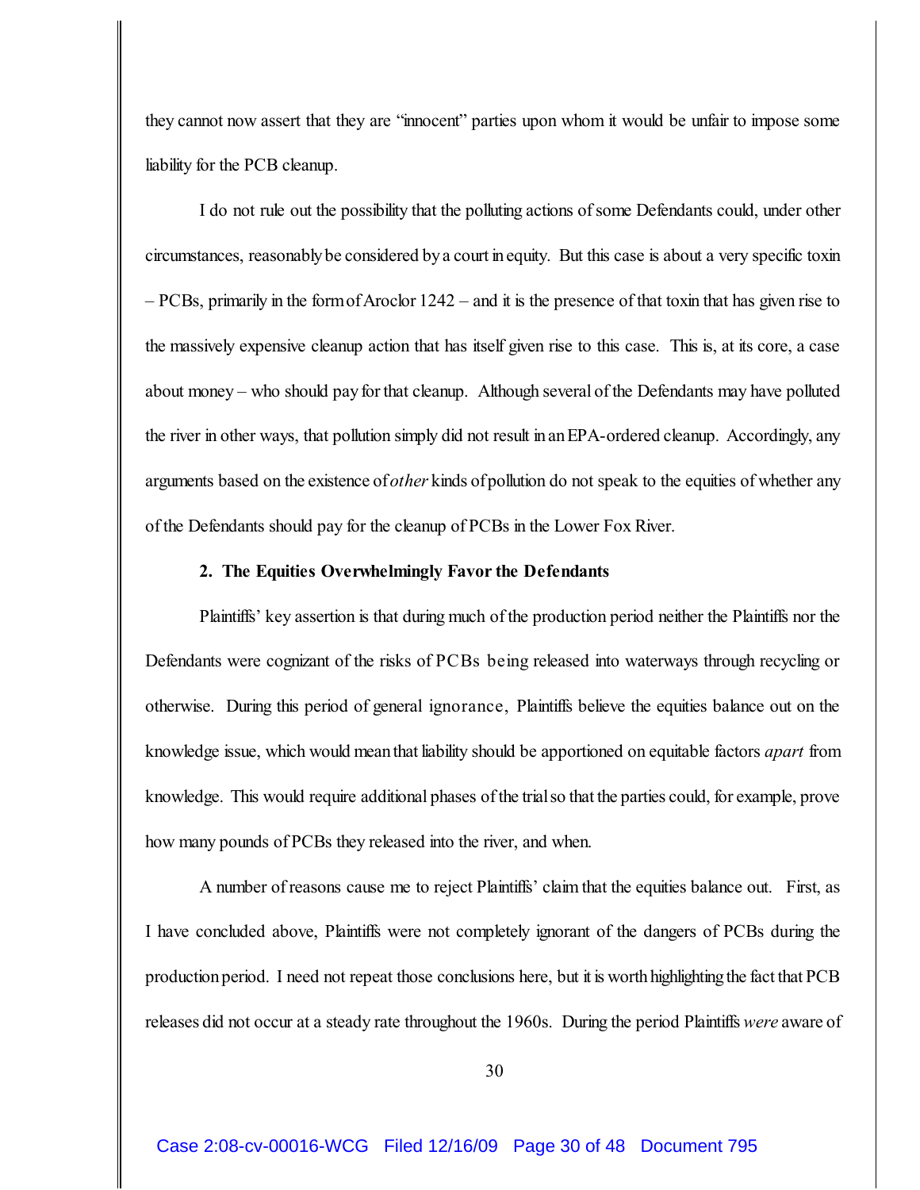they cannot now assert that they are "innocent" parties upon whom it would be unfair to impose some liability for the PCB cleanup.

I do not rule out the possibility that the polluting actions of some Defendants could, under other circumstances, reasonably be considered by a court in equity. But this case is about a very specific toxin – PCBs, primarily in the form of Aroclor 1242 – and it is the presence of that toxin that has given rise to the massively expensive cleanup action that has itself given rise to this case. This is, at its core, a case about money – who should pay for that cleanup. Although several of the Defendants may have polluted the river in other ways, that pollution simply did not result in an EPA-ordered cleanup. Accordingly, any arguments based on the existence of *other* kinds of pollution do not speak to the equities of whether any of the Defendants should pay for the cleanup of PCBs in the Lower Fox River.

**2. The Equities Overwhelmingly Favor the Defendants**

Plaintiffs' key assertion is that during much of the production period neither the Plaintiffs nor the Defendants were cognizant of the risks of PCBs being released into waterways through recycling or otherwise. During this period of general ignorance, Plaintiffs believe the equities balance out on the knowledge issue, which would mean that liability should be apportioned on equitable factors *apart* from knowledge. This would require additional phases of the trial so that the parties could, for example, prove how many pounds of PCBs they released into the river, and when.

A number of reasons cause me to reject Plaintiffs' claim that the equities balance out. First, as I have concluded above, Plaintiffs were not completely ignorant of the dangers of PCBs during the production period. I need not repeat those conclusions here, but it is worth highlighting the fact that PCB releases did not occur at a steady rate throughout the 1960s. During the period Plaintiffs *were* aware of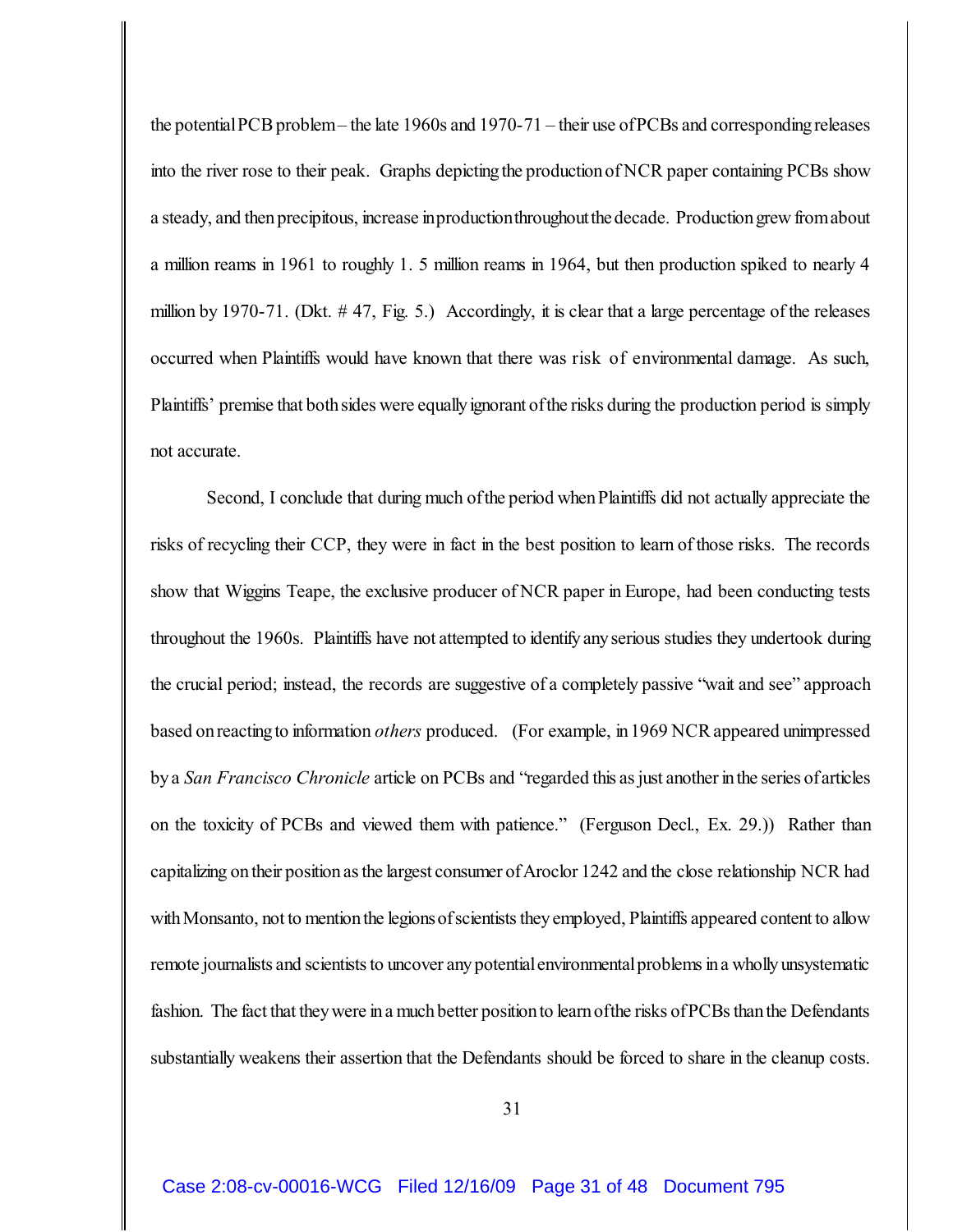the potential PCB problem – the late 1960s and 1970-71 – their use of PCBs and corresponding releases into the river rose to their peak. Graphs depicting the production of NCR paper containing PCBs show a steady, and then precipitous, increase in production throughout the decade. Production grew from about a million reams in 1961 to roughly 1. 5 million reams in 1964, but then production spiked to nearly 4 million by 1970-71. (Dkt. # 47, Fig. 5.) Accordingly, it is clear that a large percentage of the releases occurred when Plaintiffs would have known that there was risk of environmental damage. As such, Plaintiffs' premise that both sides were equally ignorant of the risks during the production period is simply not accurate.

Second, I conclude that during much of the period when Plaintiffs did not actually appreciate the risks of recycling their CCP, they were in fact in the best position to learn of those risks. The records show that Wiggins Teape, the exclusive producer of NCR paper in Europe, had been conducting tests throughout the 1960s. Plaintiffs have not attempted to identify any serious studies they undertook during the crucial period; instead, the records are suggestive of a completely passive "wait and see" approach based on reacting to information *others* produced. (For example, in 1969 NCR appeared unimpressed by a *San Francisco Chronicle* article on PCBs and "regarded this as just another in the series of articles on the toxicity of PCBs and viewed them with patience." (Ferguson Decl., Ex. 29.)) Rather than capitalizing on their position as the largest consumer of Aroclor 1242 and the close relationship NCR had with Monsanto, not to mention the legions of scientists they employed, Plaintiffs appeared content to allow remote journalists and scientists to uncover any potential environmental problems in a wholly unsystematic fashion. The fact that they were in a much better position to learn of the risks of PCBs than the Defendants substantially weakens their assertion that the Defendants should be forced to share in the cleanup costs.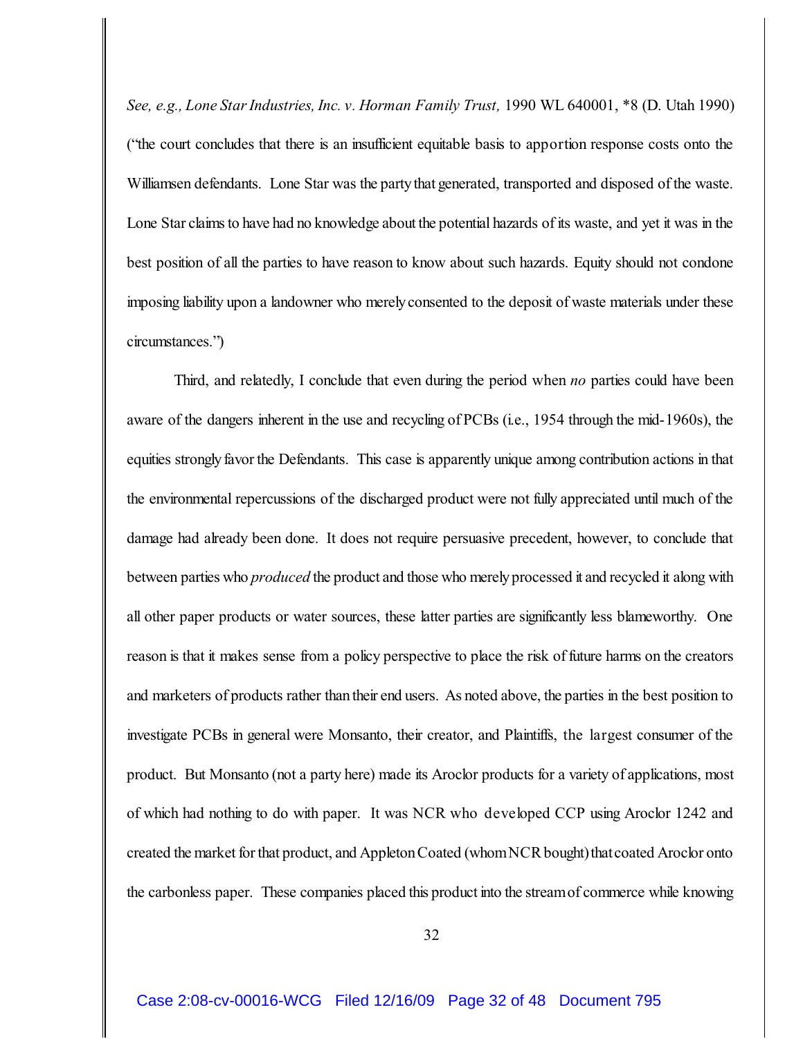*See, e.g., Lone Star Industries, Inc. v. Horman Family Trust,* 1990 WL 640001, *8 (D. Utah 1990) ("the court concludes that there is an insufficient equitable basis to apportion response costs onto the Williamsen defendants. Lone Star was the party that generated, transported and disposed of the waste. Lone Star claims to have had no knowledge about the potential hazards of its waste, and yet it was in the best position of all the parties to have reason to know about such hazards. Equity should not condone imposing liability upon a landowner who merely consented to the deposit of waste materials under these circumstances.")

Third, and relatedly, I conclude that even during the period when *no* parties could have been aware of the dangers inherent in the use and recycling of PCBs (i.e., 1954 through the mid-1960s), the equities strongly favor the Defendants. This case is apparently unique among contribution actions in that the environmental repercussions of the discharged product were not fully appreciated until much of the damage had already been done. It does not require persuasive precedent, however, to conclude that between parties who *produced* the product and those who merely processed it and recycled it along with all other paper products or water sources, these latter parties are significantly less blameworthy. One reason is that it makes sense from a policy perspective to place the risk of future harms on the creators and marketers of products rather than their end users. As noted above, the parties in the best position to investigate PCBs in general were Monsanto, their creator, and Plaintiffs, the largest consumer of the product. But Monsanto (not a party here) made its Aroclor products for a variety of applications, most of which had nothing to do with paper. It was NCR who developed CCP using Aroclor 1242 and created the market for that product, and Appleton Coated (whom NCR bought) that coated Aroclor onto the carbonless paper. These companies placed this product into the stream of commerce while knowing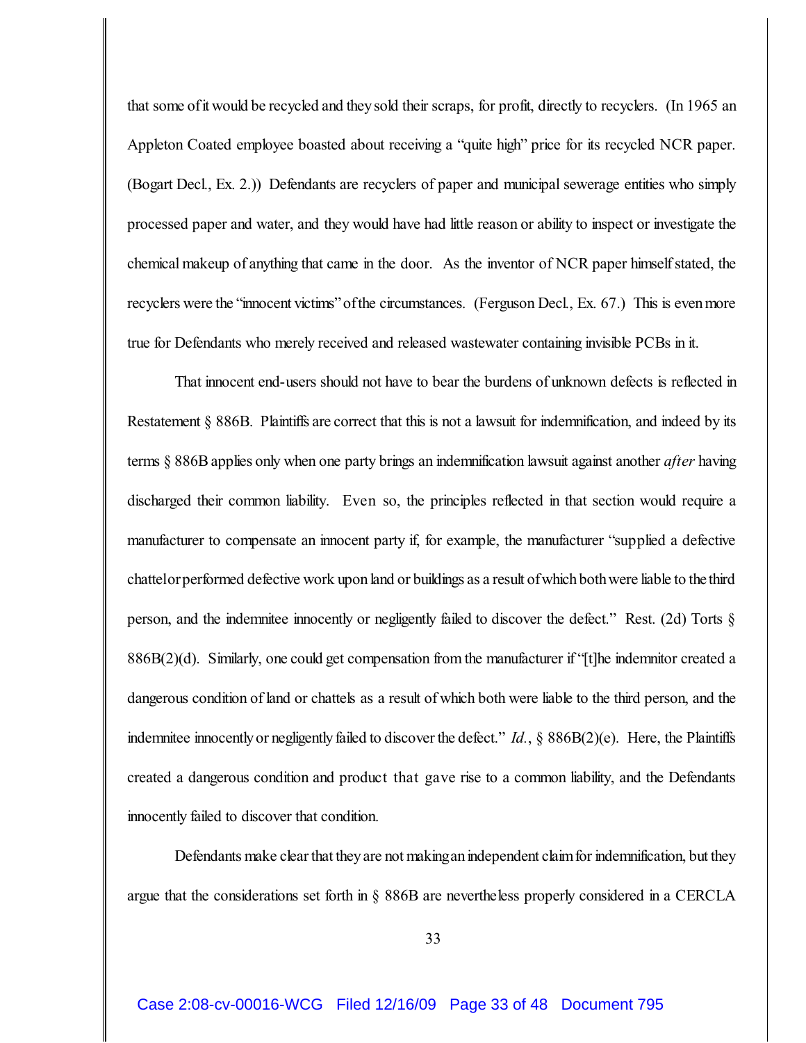that some of it would be recycled and they sold their scraps, for profit, directly to recyclers. (In 1965 an Appleton Coated employee boasted about receiving a "quite high" price for its recycled NCR paper. (Bogart Decl., Ex. 2.)) Defendants are recyclers of paper and municipal sewerage entities who simply processed paper and water, and they would have had little reason or ability to inspect or investigate the chemical makeup of anything that came in the door. As the inventor of NCR paper himself stated, the recyclers were the "innocent victims" of the circumstances. (Ferguson Decl., Ex. 67.) This is even more true for Defendants who merely received and released wastewater containing invisible PCBs in it.

That innocent end-users should not have to bear the burdens of unknown defects is reflected in Restatement § 886B. Plaintiffs are correct that this is not a lawsuit for indemnification, and indeed by its terms § 886B applies only when one party brings an indemnification lawsuit against another *after* having discharged their common liability. Even so, the principles reflected in that section would require a manufacturer to compensate an innocent party if, for example, the manufacturer "supplied a defective chattel or performed defective work upon land or buildings as a result of which both were liable to the third person, and the indemnitee innocently or negligently failed to discover the defect." Rest. (2d) Torts § 886B(2)(d). Similarly, one could get compensation from the manufacturer if "[t]he indemnitor created a dangerous condition of land or chattels as a result of which both were liable to the third person, and the indemnitee innocently or negligently failed to discover the defect." *Id.*, § 886B(2)(e). Here, the Plaintiffs created a dangerous condition and product that gave rise to a common liability, and the Defendants innocently failed to discover that condition.

Defendants make clear that they are not making an independent claim for indemnification, but they argue that the considerations set forth in § 886B are nevertheless properly considered in a CERCLA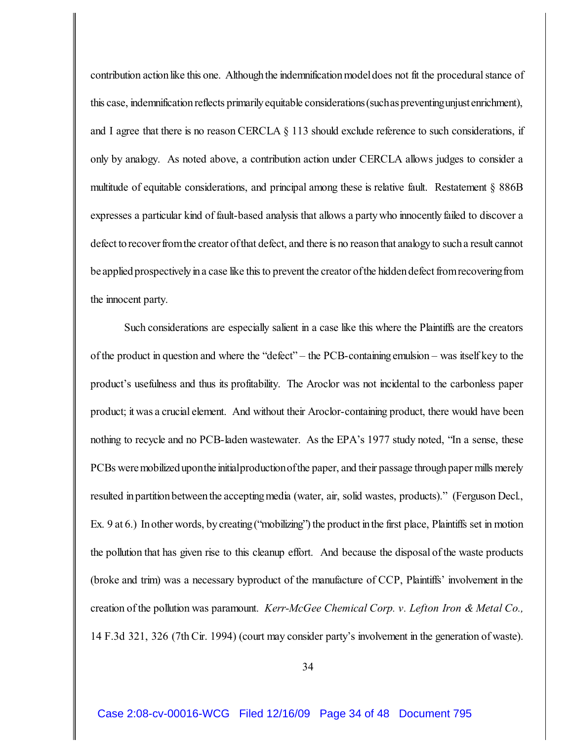contribution action like this one. Although the indemnification model does not fit the procedural stance of this case, indemnification reflects primarily equitable considerations (such as preventing unjust enrichment), and I agree that there is no reason CERCLA § 113 should exclude reference to such considerations, if only by analogy. As noted above, a contribution action under CERCLA allows judges to consider a multitude of equitable considerations, and principal among these is relative fault. Restatement § 886B expresses a particular kind of fault-based analysis that allows a party who innocently failed to discover a defect to recover from the creator of that defect, and there is no reason that analogy to such a result cannot be applied prospectively in a case like this to prevent the creator of the hidden defect from recovering from the innocent party.

Such considerations are especially salient in a case like this where the Plaintiffs are the creators of the product in question and where the "defect" – the PCB-containing emulsion – was itself key to the product's usefulness and thus its profitability. The Aroclor was not incidental to the carbonless paper product; it was a crucial element. And without their Aroclor-containing product, there would have been nothing to recycle and no PCB-laden wastewater. As the EPA's 1977 study noted, "In a sense, these PCBs were mobilized upon the initial production of the paper, and their passage through paper mills merely resulted in partition between the accepting media (water, air, solid wastes, products)." (Ferguson Decl., Ex. 9 at 6.) In other words, by creating ("mobilizing") the product in the first place, Plaintiffs set in motion the pollution that has given rise to this cleanup effort. And because the disposal of the waste products (broke and trim) was a necessary byproduct of the manufacture of CCP, Plaintiffs' involvement in the creation of the pollution was paramount. *Kerr-McGee Chemical Corp. v. Lefton Iron & Metal Co.,* 14 F.3d 321, 326 (7th Cir. 1994) (court may consider party's involvement in the generation of waste).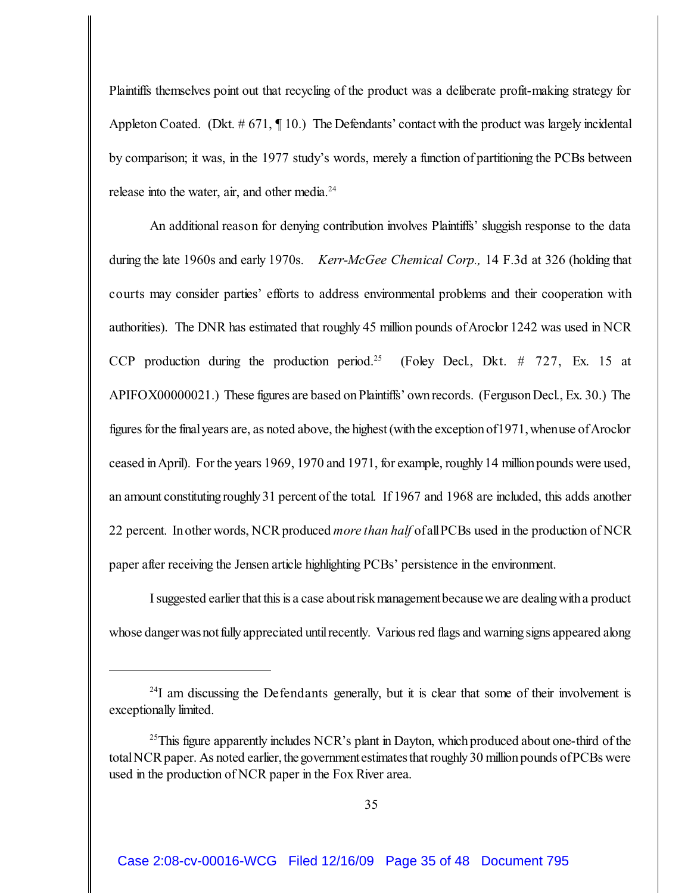Plaintiffs themselves point out that recycling of the product was a deliberate profit-making strategy for Appleton Coated. (Dkt. # 671, ¶ 10.) The Defendants' contact with the product was largely incidental by comparison; it was, in the 1977 study's words, merely a function of partitioning the PCBs between release into the water, air, and other media.[24]

An additional reason for denying contribution involves Plaintiffs' sluggish response to the data during the late 1960s and early 1970s. *Kerr-McGee Chemical Corp.,* 14 F.3d at 326 (holding that courts may consider parties' efforts to address environmental problems and their cooperation with authorities). The DNR has estimated that roughly 45 million pounds of Aroclor 1242 was used in NCR CCP production during the production period.[25] (Foley Decl., Dkt. # 727, Ex. 15 at APIFOX00000021.) These figures are based on Plaintiffs' own records. (Ferguson Decl., Ex. 30.) The figures for the final years are, as noted above, the highest (with the exception of 1971, when use of Aroclor ceased in April). For the years 1969, 1970 and 1971, for example, roughly 14 million pounds were used, an amount constituting roughly 31 percent of the total. If 1967 and 1968 are included, this adds another 22 percent. In other words, NCR produced *more than half* of all PCBs used in the production of NCR paper after receiving the Jensen article highlighting PCBs' persistence in the environment.

I suggested earlier that this is a case about risk management because we are dealing with a product whose danger was not fully appreciated until recently. Various red flags and warning signs appeared along

---

[24]I am discussing the Defendants generally, but it is clear that some of their involvement is exceptionally limited.

[25]This figure apparently includes NCR's plant in Dayton, which produced about one-third of the total NCR paper. As noted earlier, the government estimates that roughly 30 million pounds of PCBs were used in the production of NCR paper in the Fox River area.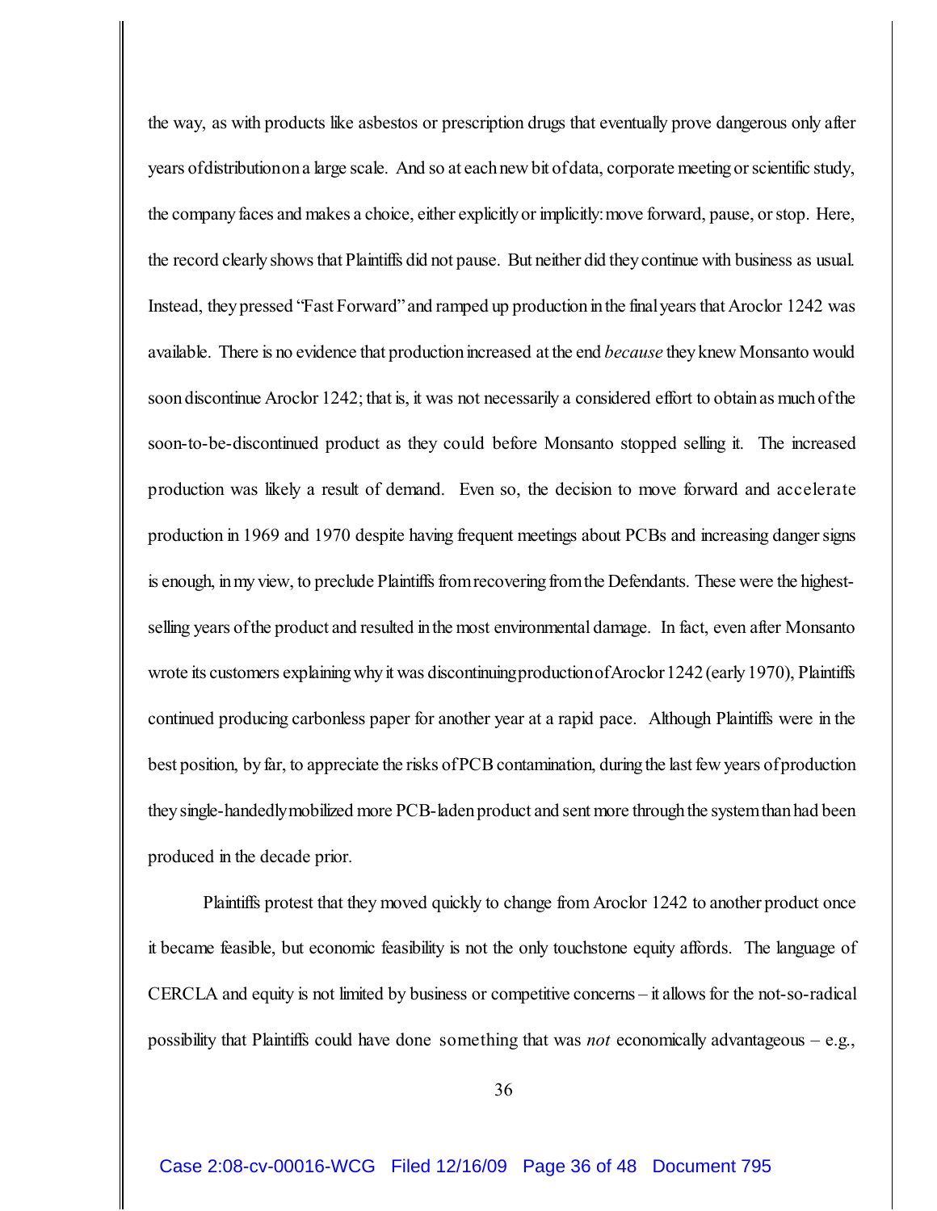the way, as with products like asbestos or prescription drugs that eventually prove dangerous only after years of distribution on a large scale. And so at each new bit of data, corporate meeting or scientific study, the company faces and makes a choice, either explicitly or implicitly: move forward, pause, or stop. Here, the record clearly shows that Plaintiffs did not pause. But neither did they continue with business as usual. Instead, they pressed "Fast Forward" and ramped up production in the final years that Aroclor 1242 was available. There is no evidence that production increased at the end *because* they knew Monsanto would soon discontinue Aroclor 1242; that is, it was not necessarily a considered effort to obtain as much of the soon-to-be-discontinued product as they could before Monsanto stopped selling it. The increased production was likely a result of demand. Even so, the decision to move forward and accelerate production in 1969 and 1970 despite having frequent meetings about PCBs and increasing danger signs is enough, in my view, to preclude Plaintiffs from recovering from the Defendants. These were the highest-selling years of the product and resulted in the most environmental damage. In fact, even after Monsanto wrote its customers explaining why it was discontinuing production of Aroclor 1242 (early 1970), Plaintiffs continued producing carbonless paper for another year at a rapid pace. Although Plaintiffs were in the best position, by far, to appreciate the risks of PCB contamination, during the last few years of production they single-handedly mobilized more PCB-laden product and sent more through the system than had been produced in the decade prior.

Plaintiffs protest that they moved quickly to change from Aroclor 1242 to another product once it became feasible, but economic feasibility is not the only touchstone equity affords. The language of CERCLA and equity is not limited by business or competitive concerns – it allows for the not-so-radical possibility that Plaintiffs could have done something that was *not* economically advantageous – e.g.,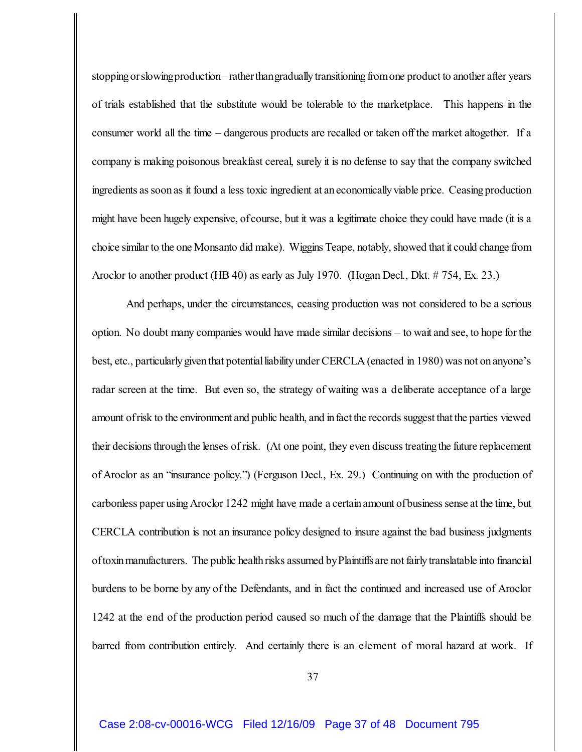stopping or slowing production – rather than gradually transitioning from one product to another after years of trials established that the substitute would be tolerable to the marketplace. This happens in the consumer world all the time – dangerous products are recalled or taken off the market altogether. If a company is making poisonous breakfast cereal, surely it is no defense to say that the company switched ingredients as soon as it found a less toxic ingredient at an economically viable price. Ceasing production might have been hugely expensive, of course, but it was a legitimate choice they could have made (it is a choice similar to the one Monsanto did make). Wiggins Teape, notably, showed that it could change from Aroclor to another product (HB 40) as early as July 1970. (Hogan Decl., Dkt. # 754, Ex. 23.)

And perhaps, under the circumstances, ceasing production was not considered to be a serious option. No doubt many companies would have made similar decisions – to wait and see, to hope for the best, etc., particularly given that potential liability under CERCLA (enacted in 1980) was not on anyone's radar screen at the time. But even so, the strategy of waiting was a deliberate acceptance of a large amount of risk to the environment and public health, and in fact the records suggest that the parties viewed their decisions through the lenses of risk. (At one point, they even discuss treating the future replacement of Aroclor as an "insurance policy.") (Ferguson Decl., Ex. 29.) Continuing on with the production of carbonless paper using Aroclor 1242 might have made a certain amount of business sense at the time, but CERCLA contribution is not an insurance policy designed to insure against the bad business judgments of toxin manufacturers. The public health risks assumed by Plaintiffs are not fairly translatable into financial burdens to be borne by any of the Defendants, and in fact the continued and increased use of Aroclor 1242 at the end of the production period caused so much of the damage that the Plaintiffs should be barred from contribution entirely. And certainly there is an element of moral hazard at work. If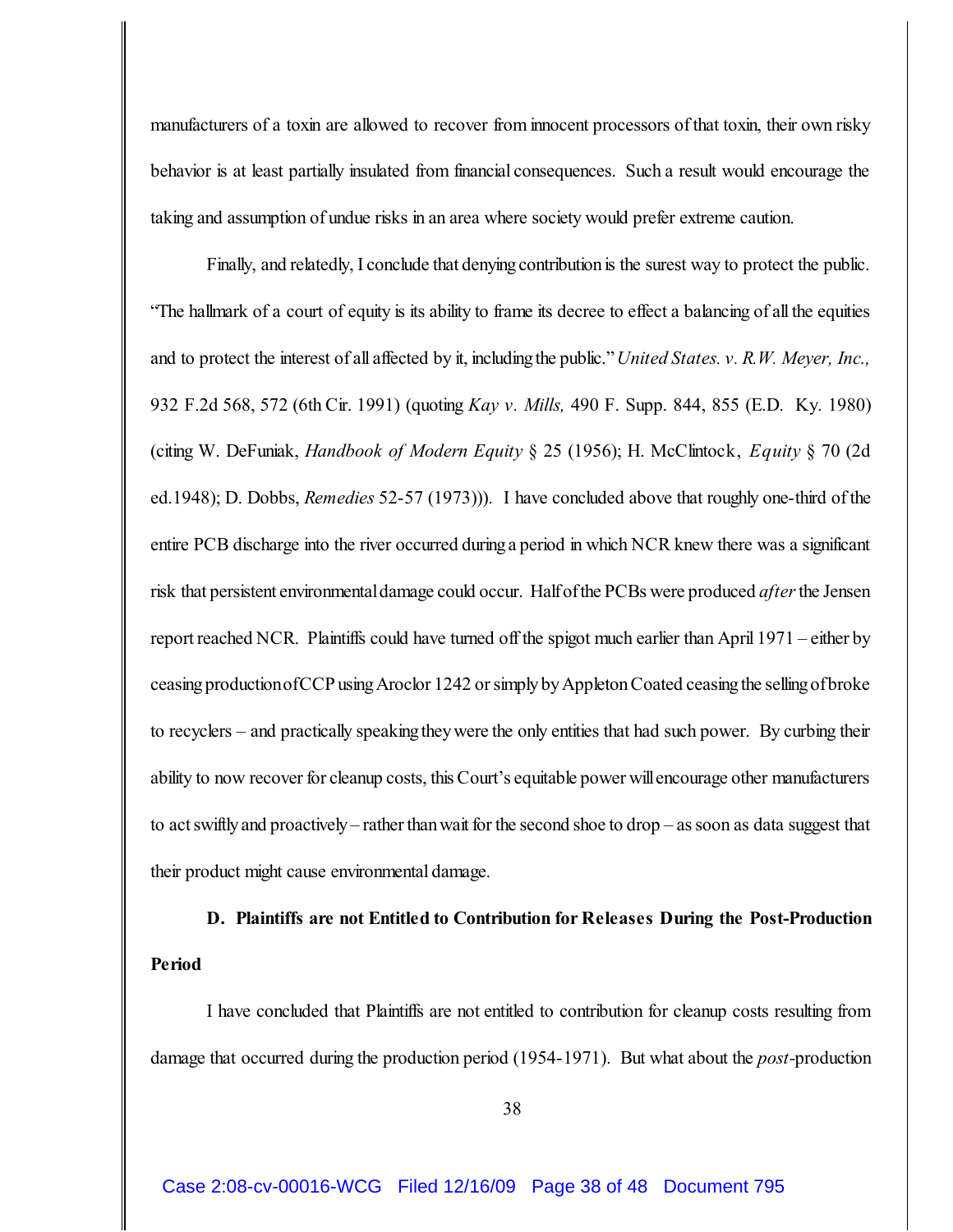manufacturers of a toxin are allowed to recover from innocent processors of that toxin, their own risky behavior is at least partially insulated from financial consequences. Such a result would encourage the taking and assumption of undue risks in an area where society would prefer extreme caution.

Finally, and relatedly, I conclude that denying contribution is the surest way to protect the public. "The hallmark of a court of equity is its ability to frame its decree to effect a balancing of all the equities and to protect the interest of all affected by it, including the public." *United States. v. R.W. Meyer, Inc.,* 932 F.2d 568, 572 (6th Cir. 1991) (quoting *Kay v. Mills,* 490 F. Supp. 844, 855 (E.D. Ky. 1980) (citing W. DeFuniak, *Handbook of Modern Equity* § 25 (1956); H. McClintock, *Equity* § 70 (2d ed.1948); D. Dobbs, *Remedies* 52-57 (1973))). I have concluded above that roughly one-third of the entire PCB discharge into the river occurred during a period in which NCR knew there was a significant risk that persistent environmental damage could occur. Half of the PCBs were produced *after* the Jensen report reached NCR. Plaintiffs could have turned off the spigot much earlier than April 1971 – either by ceasing production of CCP using Aroclor 1242 or simply by Appleton Coated ceasing the selling of broke to recyclers – and practically speaking they were the only entities that had such power. By curbing their ability to now recover for cleanup costs, this Court's equitable power will encourage other manufacturers to act swiftly and proactively – rather than wait for the second shoe to drop – as soon as data suggest that their product might cause environmental damage.

**D. Plaintiffs are not Entitled to Contribution for Releases During the Post-Production Period**

I have concluded that Plaintiffs are not entitled to contribution for cleanup costs resulting from damage that occurred during the production period (1954-1971). But what about the *post*-production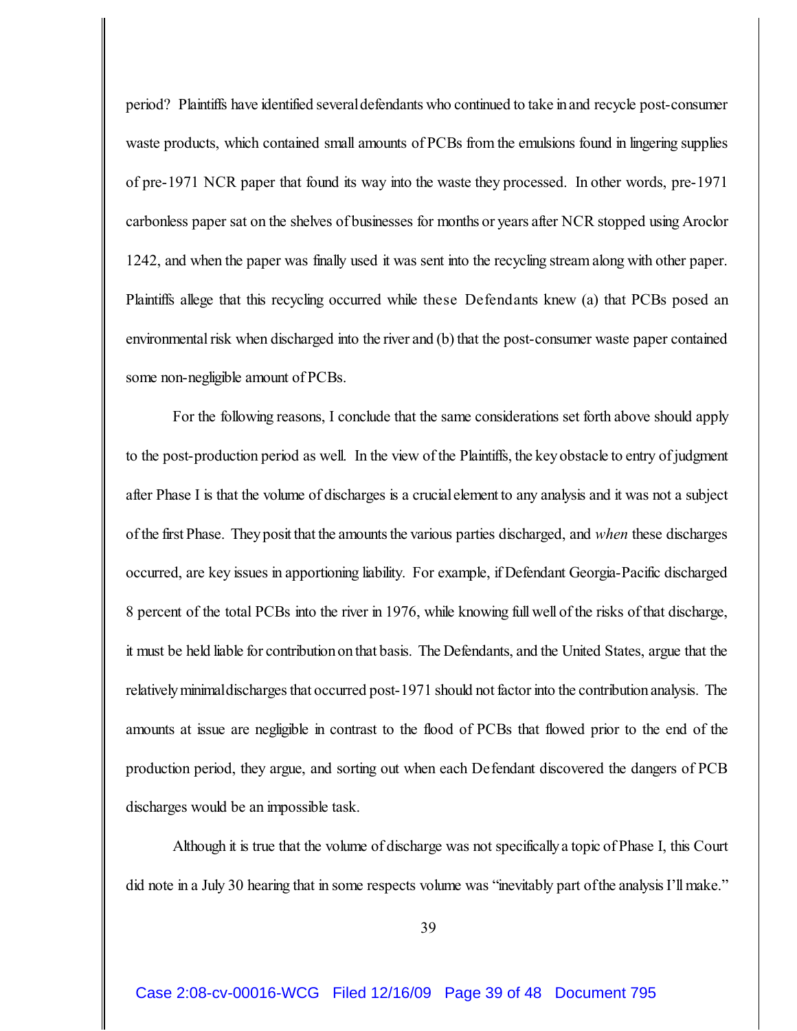period? Plaintiffs have identified several defendants who continued to take in and recycle post-consumer waste products, which contained small amounts of PCBs from the emulsions found in lingering supplies of pre-1971 NCR paper that found its way into the waste they processed. In other words, pre-1971 carbonless paper sat on the shelves of businesses for months or years after NCR stopped using Aroclor 1242, and when the paper was finally used it was sent into the recycling stream along with other paper. Plaintiffs allege that this recycling occurred while these Defendants knew (a) that PCBs posed an environmental risk when discharged into the river and (b) that the post-consumer waste paper contained some non-negligible amount of PCBs.

For the following reasons, I conclude that the same considerations set forth above should apply to the post-production period as well. In the view of the Plaintiffs, the key obstacle to entry of judgment after Phase I is that the volume of discharges is a crucial element to any analysis and it was not a subject of the first Phase. They posit that the amounts the various parties discharged, and *when* these discharges occurred, are key issues in apportioning liability. For example, if Defendant Georgia-Pacific discharged 8 percent of the total PCBs into the river in 1976, while knowing full well of the risks of that discharge, it must be held liable for contribution on that basis. The Defendants, and the United States, argue that the relatively minimal discharges that occurred post-1971 should not factor into the contribution analysis. The amounts at issue are negligible in contrast to the flood of PCBs that flowed prior to the end of the production period, they argue, and sorting out when each Defendant discovered the dangers of PCB discharges would be an impossible task.

Although it is true that the volume of discharge was not specifically a topic of Phase I, this Court did note in a July 30 hearing that in some respects volume was "inevitably part of the analysis I'll make."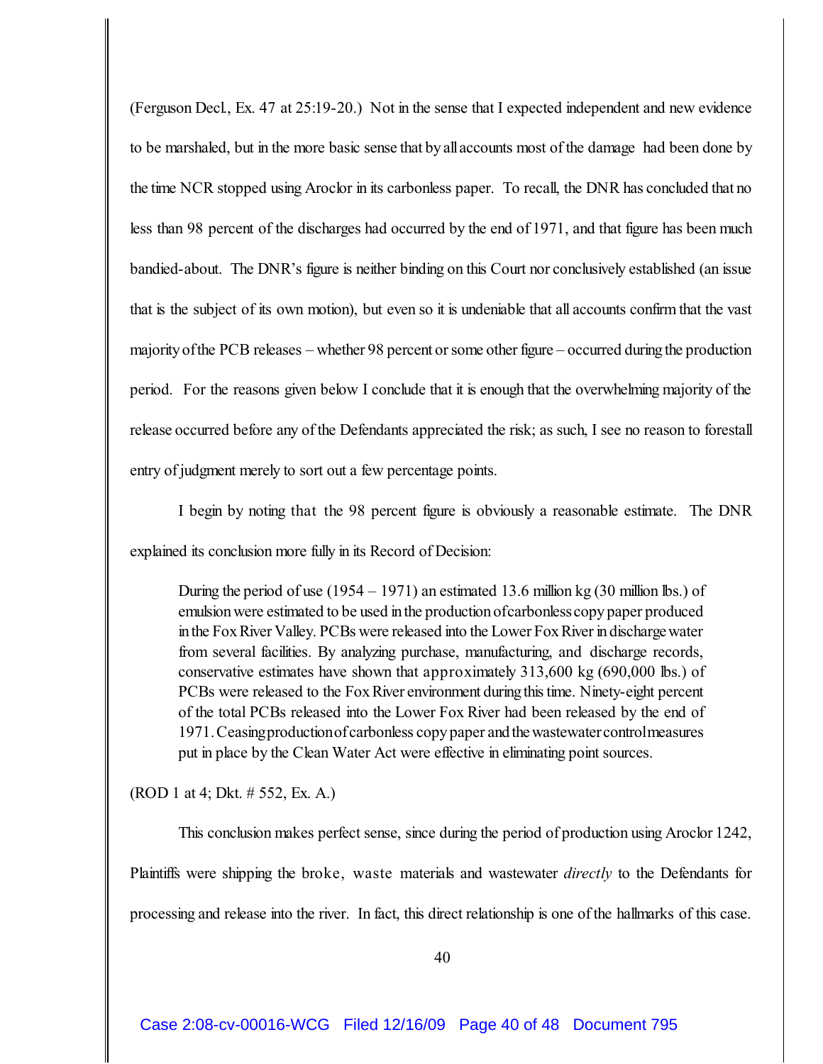(Ferguson Decl., Ex. 47 at 25:19-20.) Not in the sense that I expected independent and new evidence to be marshaled, but in the more basic sense that by all accounts most of the damage had been done by the time NCR stopped using Aroclor in its carbonless paper. To recall, the DNR has concluded that no less than 98 percent of the discharges had occurred by the end of 1971, and that figure has been much bandied-about. The DNR's figure is neither binding on this Court nor conclusively established (an issue that is the subject of its own motion), but even so it is undeniable that all accounts confirm that the vast majority of the PCB releases – whether 98 percent or some other figure – occurred during the production period. For the reasons given below I conclude that it is enough that the overwhelming majority of the release occurred before any of the Defendants appreciated the risk; as such, I see no reason to forestall entry of judgment merely to sort out a few percentage points.

I begin by noting that the 98 percent figure is obviously a reasonable estimate. The DNR explained its conclusion more fully in its Record of Decision:

> During the period of use (1954 – 1971) an estimated 13.6 million kg (30 million lbs.) of emulsion were estimated to be used in the production of carbonless copy paper produced in the Fox River Valley. PCBs were released into the Lower Fox River in discharge water from several facilities. By analyzing purchase, manufacturing, and discharge records, conservative estimates have shown that approximately 313,600 kg (690,000 lbs.) of PCBs were released to the Fox River environment during this time. Ninety-eight percent of the total PCBs released into the Lower Fox River had been released by the end of 1971. Ceasing production of carbonless copy paper and the wastewater control measures put in place by the Clean Water Act were effective in eliminating point sources.

(ROD 1 at 4; Dkt. # 552, Ex. A.)

This conclusion makes perfect sense, since during the period of production using Aroclor 1242, Plaintiffs were shipping the broke, waste materials and wastewater *directly* to the Defendants for processing and release into the river. In fact, this direct relationship is one of the hallmarks of this case.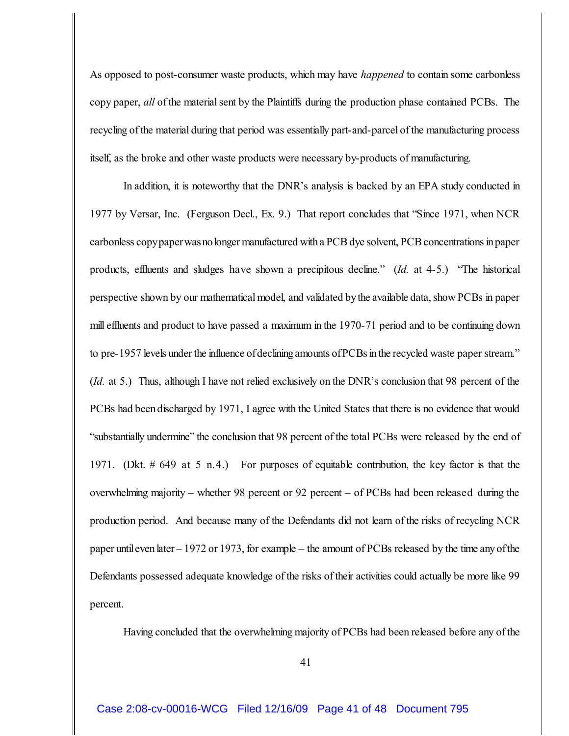As opposed to post-consumer waste products, which may have *happened* to contain some carbonless copy paper, *all* of the material sent by the Plaintiffs during the production phase contained PCBs. The recycling of the material during that period was essentially part-and-parcel of the manufacturing process itself, as the broke and other waste products were necessary by-products of manufacturing.

In addition, it is noteworthy that the DNR's analysis is backed by an EPA study conducted in 1977 by Versar, Inc. (Ferguson Decl., Ex. 9.) That report concludes that "Since 1971, when NCR carbonless copy paper was no longer manufactured with a PCB dye solvent, PCB concentrations in paper products, effluents and sludges have shown a precipitous decline." (*Id.* at 4-5.) "The historical perspective shown by our mathematical model, and validated by the available data, show PCBs in paper mill effluents and product to have passed a maximum in the 1970-71 period and to be continuing down to pre-1957 levels under the influence of declining amounts of PCBs in the recycled waste paper stream." (*Id.* at 5.) Thus, although I have not relied exclusively on the DNR's conclusion that 98 percent of the PCBs had been discharged by 1971, I agree with the United States that there is no evidence that would "substantially undermine" the conclusion that 98 percent of the total PCBs were released by the end of 1971. (Dkt. # 649 at 5 n.4.) For purposes of equitable contribution, the key factor is that the overwhelming majority – whether 98 percent or 92 percent – of PCBs had been released during the production period. And because many of the Defendants did not learn of the risks of recycling NCR paper until even later – 1972 or 1973, for example – the amount of PCBs released by the time any of the Defendants possessed adequate knowledge of the risks of their activities could actually be more like 99 percent.

Having concluded that the overwhelming majority of PCBs had been released before any of the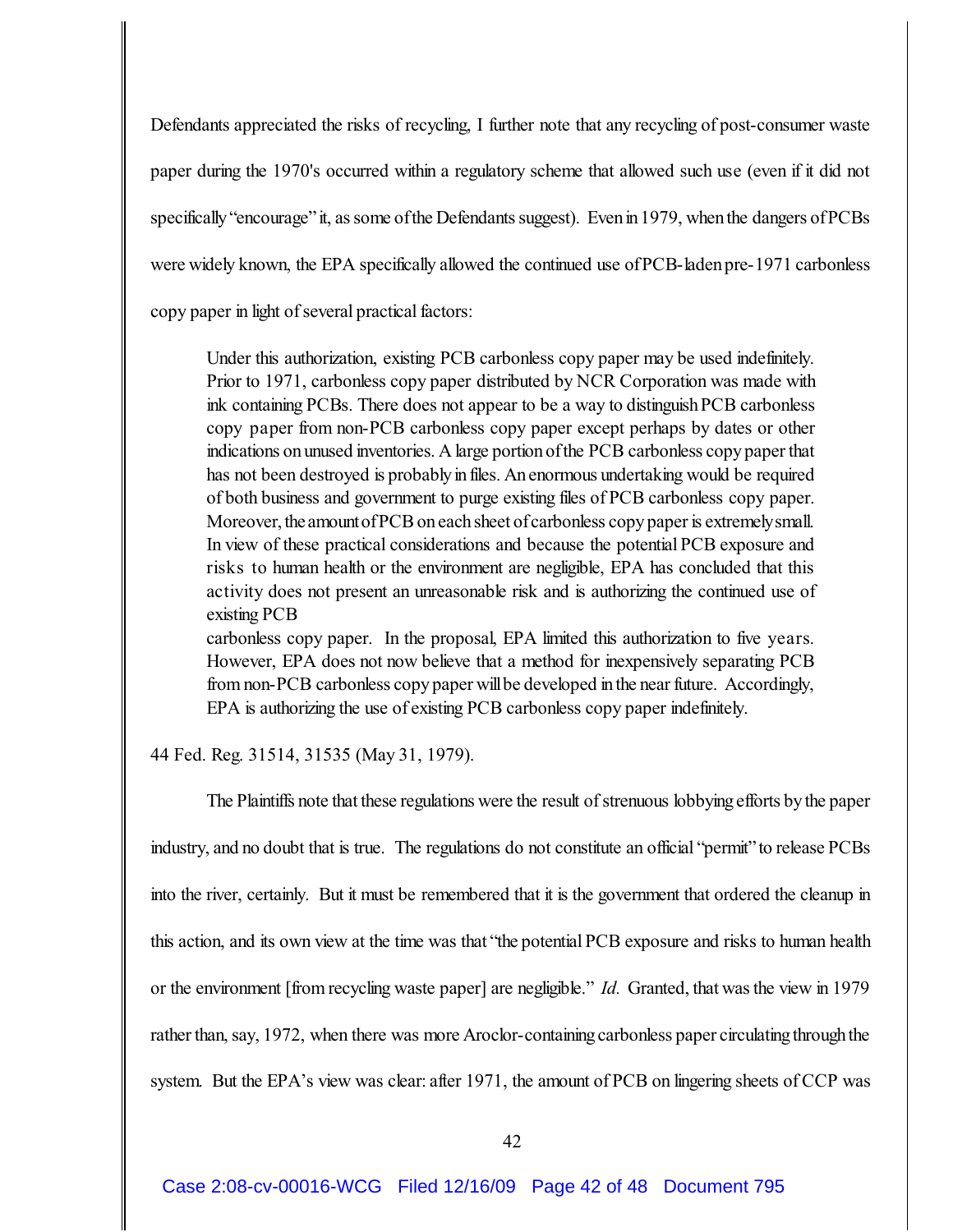Defendants appreciated the risks of recycling, I further note that any recycling of post-consumer waste paper during the 1970's occurred within a regulatory scheme that allowed such use (even if it did not specifically "encourage" it, as some of the Defendants suggest). Even in 1979, when the dangers of PCBs were widely known, the EPA specifically allowed the continued use of PCB-laden pre-1971 carbonless copy paper in light of several practical factors:

> Under this authorization, existing PCB carbonless copy paper may be used indefinitely. Prior to 1971, carbonless copy paper distributed by NCR Corporation was made with ink containing PCBs. There does not appear to be a way to distinguish PCB carbonless copy paper from non-PCB carbonless copy paper except perhaps by dates or other indications on unused inventories. A large portion of the PCB carbonless copy paper that has not been destroyed is probably in files. An enormous undertaking would be required of both business and government to purge existing files of PCB carbonless copy paper. Moreover, the amount of PCB on each sheet of carbonless copy paper is extremely small. In view of these practical considerations and because the potential PCB exposure and risks to human health or the environment are negligible, EPA has concluded that this activity does not present an unreasonable risk and is authorizing the continued use of existing PCB
> carbonless copy paper. In the proposal, EPA limited this authorization to five years. However, EPA does not now believe that a method for inexpensively separating PCB from non-PCB carbonless copy paper will be developed in the near future. Accordingly, EPA is authorizing the use of existing PCB carbonless copy paper indefinitely.

44 Fed. Reg. 31514, 31535 (May 31, 1979).

The Plaintiffs note that these regulations were the result of strenuous lobbying efforts by the paper industry, and no doubt that is true. The regulations do not constitute an official "permit" to release PCBs into the river, certainly. But it must be remembered that it is the government that ordered the cleanup in this action, and its own view at the time was that "the potential PCB exposure and risks to human health or the environment [from recycling waste paper] are negligible." *Id.* Granted, that was the view in 1979 rather than, say, 1972, when there was more Aroclor-containing carbonless paper circulating through the system. But the EPA's view was clear: after 1971, the amount of PCB on lingering sheets of CCP was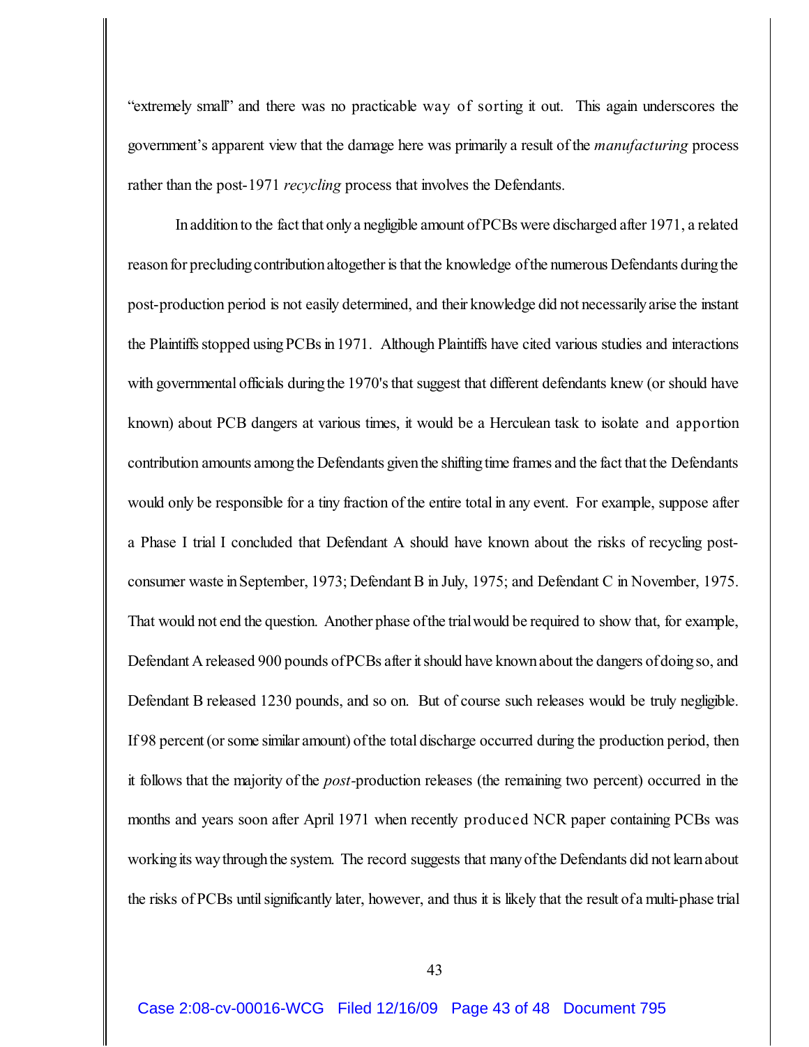"extremely small" and there was no practicable way of sorting it out. This again underscores the government's apparent view that the damage here was primarily a result of the *manufacturing* process rather than the post-1971 *recycling* process that involves the Defendants.

In addition to the fact that only a negligible amount of PCBs were discharged after 1971, a related reason for precluding contribution altogether is that the knowledge of the numerous Defendants during the post-production period is not easily determined, and their knowledge did not necessarily arise the instant the Plaintiffs stopped using PCBs in 1971. Although Plaintiffs have cited various studies and interactions with governmental officials during the 1970's that suggest that different defendants knew (or should have known) about PCB dangers at various times, it would be a Herculean task to isolate and apportion contribution amounts among the Defendants given the shifting time frames and the fact that the Defendants would only be responsible for a tiny fraction of the entire total in any event. For example, suppose after a Phase I trial I concluded that Defendant A should have known about the risks of recycling post-consumer waste in September, 1973; Defendant B in July, 1975; and Defendant C in November, 1975. That would not end the question. Another phase of the trial would be required to show that, for example, Defendant A released 900 pounds of PCBs after it should have known about the dangers of doing so, and Defendant B released 1230 pounds, and so on. But of course such releases would be truly negligible. If 98 percent (or some similar amount) of the total discharge occurred during the production period, then it follows that the majority of the *post*-production releases (the remaining two percent) occurred in the months and years soon after April 1971 when recently produced NCR paper containing PCBs was working its way through the system. The record suggests that many of the Defendants did not learn about the risks of PCBs until significantly later, however, and thus it is likely that the result of a multi-phase trial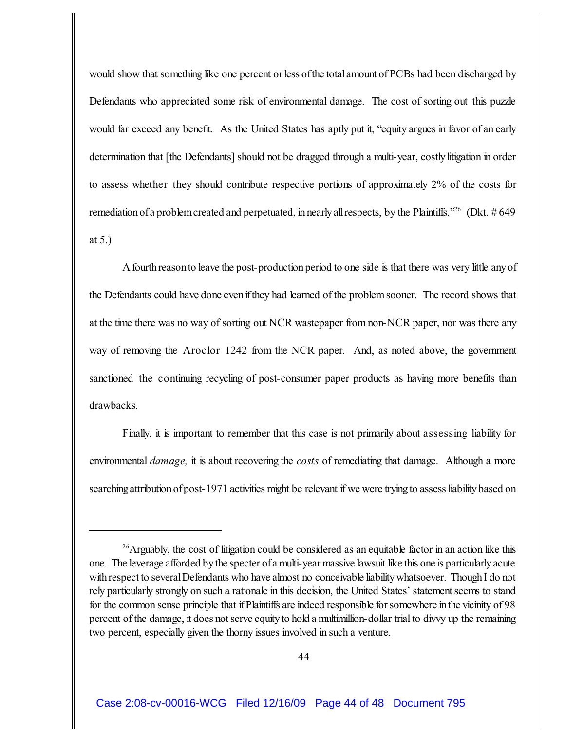would show that something like one percent or less of the total amount of PCBs had been discharged by Defendants who appreciated some risk of environmental damage. The cost of sorting out this puzzle would far exceed any benefit. As the United States has aptly put it, "equity argues in favor of an early determination that [the Defendants] should not be dragged through a multi-year, costly litigation in order to assess whether they should contribute respective portions of approximately 2% of the costs for remediation of a problem created and perpetuated, in nearly all respects, by the Plaintiffs."[26] (Dkt. # 649 at 5.)

A fourth reason to leave the post-production period to one side is that there was very little any of the Defendants could have done even if they had learned of the problem sooner. The record shows that at the time there was no way of sorting out NCR wastepaper from non-NCR paper, nor was there any way of removing the Aroclor 1242 from the NCR paper. And, as noted above, the government sanctioned the continuing recycling of post-consumer paper products as having more benefits than drawbacks.

Finally, it is important to remember that this case is not primarily about assessing liability for environmental *damage,* it is about recovering the *costs* of remediating that damage. Although a more searching attribution of post-1971 activities might be relevant if we were trying to assess liability based on

---

[26] Arguably, the cost of litigation could be considered as an equitable factor in an action like this one. The leverage afforded by the specter of a multi-year massive lawsuit like this one is particularly acute with respect to several Defendants who have almost no conceivable liability whatsoever. Though I do not rely particularly strongly on such a rationale in this decision, the United States' statement seems to stand for the common sense principle that if Plaintiffs are indeed responsible for somewhere in the vicinity of 98 percent of the damage, it does not serve equity to hold a multimillion-dollar trial to divvy up the remaining two percent, especially given the thorny issues involved in such a venture.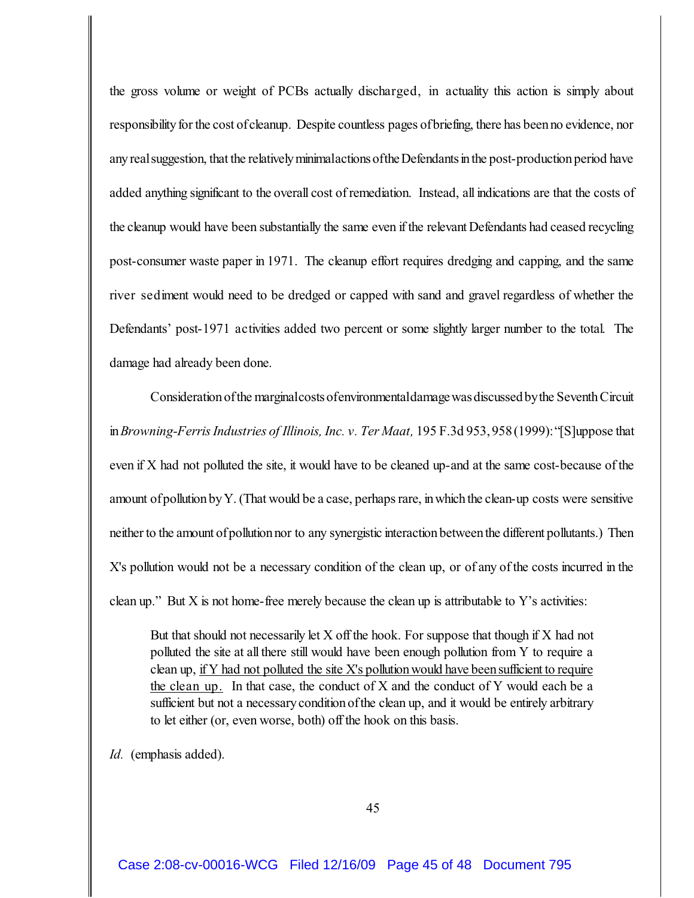the gross volume or weight of PCBs actually discharged, in actuality this action is simply about responsibility for the cost of cleanup. Despite countless pages of briefing, there has been no evidence, nor any real suggestion, that the relatively minimal actions of the Defendants in the post-production period have added anything significant to the overall cost of remediation. Instead, all indications are that the costs of the cleanup would have been substantially the same even if the relevant Defendants had ceased recycling post-consumer waste paper in 1971. The cleanup effort requires dredging and capping, and the same river sediment would need to be dredged or capped with sand and gravel regardless of whether the Defendants' post-1971 activities added two percent or some slightly larger number to the total. The damage had already been done.

Consideration of the marginal costs of environmental damage was discussed by the Seventh Circuit in *Browning-Ferris Industries of Illinois, Inc. v. Ter Maat,* 195 F.3d 953, 958 (1999): "[S]uppose that even if X had not polluted the site, it would have to be cleaned up-and at the same cost-because of the amount of pollution by Y. (That would be a case, perhaps rare, in which the clean-up costs were sensitive neither to the amount of pollution nor to any synergistic interaction between the different pollutants.) Then X's pollution would not be a necessary condition of the clean up, or of any of the costs incurred in the clean up." But X is not home-free merely because the clean up is attributable to Y's activities:

> But that should not necessarily let X off the hook. For suppose that though if X had not polluted the site at all there still would have been enough pollution from Y to require a clean up, <u>if Y had not polluted the site X's pollution would have been sufficient to require the clean up.</u> In that case, the conduct of X and the conduct of Y would each be a sufficient but not a necessary condition of the clean up, and it would be entirely arbitrary to let either (or, even worse, both) off the hook on this basis.

*Id.* (emphasis added).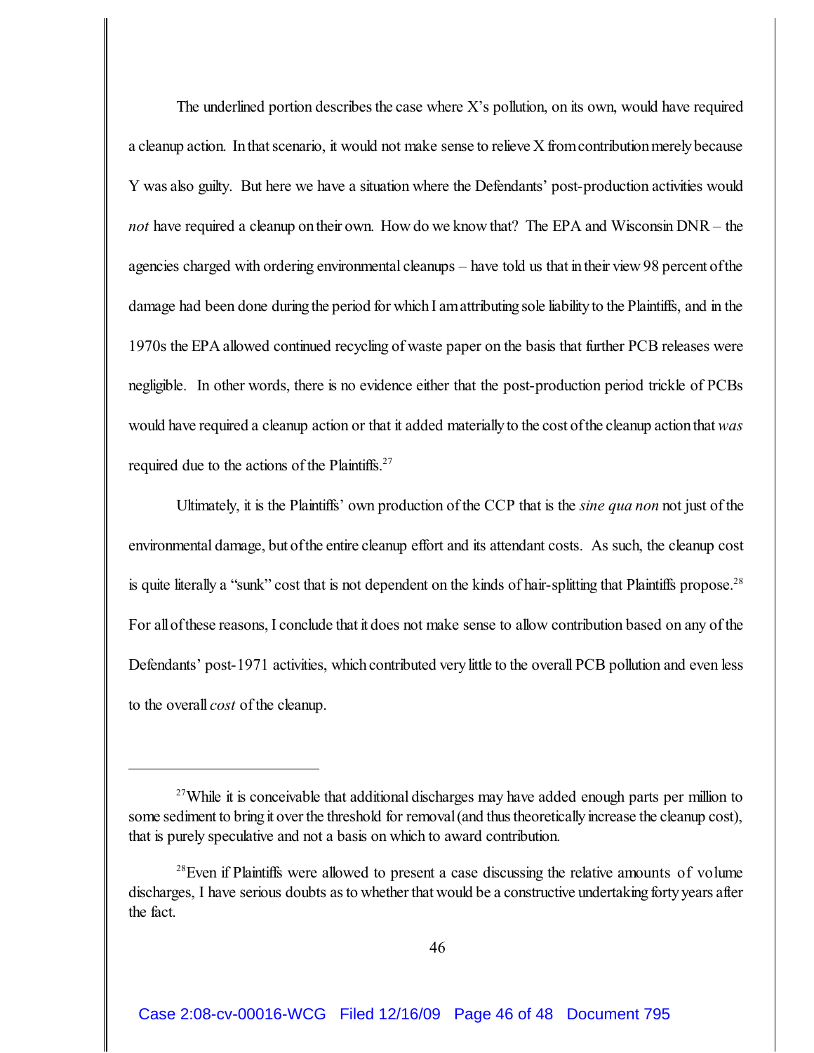The underlined portion describes the case where X's pollution, on its own, would have required a cleanup action. In that scenario, it would not make sense to relieve X from contribution merely because Y was also guilty. But here we have a situation where the Defendants' post-production activities would *not* have required a cleanup on their own. How do we know that? The EPA and Wisconsin DNR – the agencies charged with ordering environmental cleanups – have told us that in their view 98 percent of the damage had been done during the period for which I am attributing sole liability to the Plaintiffs, and in the 1970s the EPA allowed continued recycling of waste paper on the basis that further PCB releases were negligible. In other words, there is no evidence either that the post-production period trickle of PCBs would have required a cleanup action or that it added materially to the cost of the cleanup action that *was* required due to the actions of the Plaintiffs.[27]

Ultimately, it is the Plaintiffs' own production of the CCP that is the *sine qua non* not just of the environmental damage, but of the entire cleanup effort and its attendant costs. As such, the cleanup cost is quite literally a "sunk" cost that is not dependent on the kinds of hair-splitting that Plaintiffs propose.[28] For all of these reasons, I conclude that it does not make sense to allow contribution based on any of the Defendants' post-1971 activities, which contributed very little to the overall PCB pollution and even less to the overall *cost* of the cleanup.

---

[27] While it is conceivable that additional discharges may have added enough parts per million to some sediment to bring it over the threshold for removal (and thus theoretically increase the cleanup cost), that is purely speculative and not a basis on which to award contribution.

[28] Even if Plaintiffs were allowed to present a case discussing the relative amounts of volume discharges, I have serious doubts as to whether that would be a constructive undertaking forty years after the fact.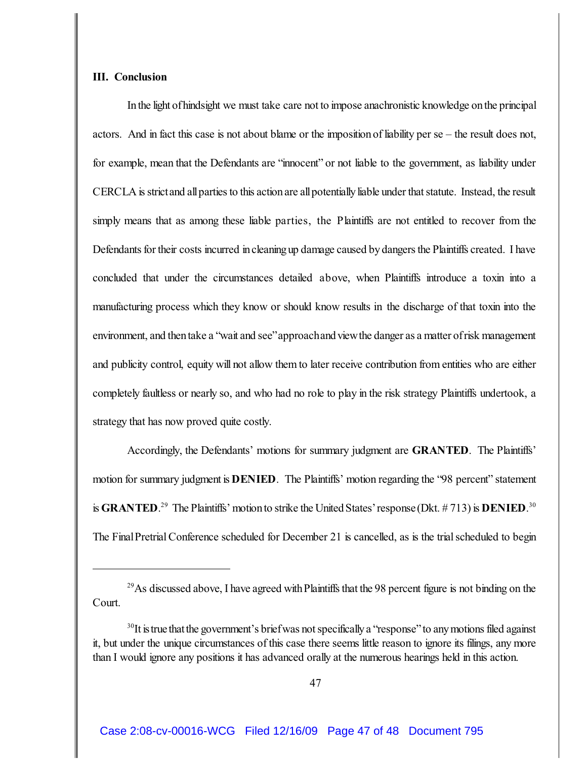## III. Conclusion

In the light of hindsight we must take care not to impose anachronistic knowledge on the principal actors. And in fact this case is not about blame or the imposition of liability per se – the result does not, for example, mean that the Defendants are "innocent" or not liable to the government, as liability under CERCLA is strict and all parties to this action are all potentially liable under that statute. Instead, the result simply means that as among these liable parties, the Plaintiffs are not entitled to recover from the Defendants for their costs incurred in cleaning up damage caused by dangers the Plaintiffs created. I have concluded that under the circumstances detailed above, when Plaintiffs introduce a toxin into a manufacturing process which they know or should know results in the discharge of that toxin into the environment, and then take a "wait and see" approach and view the danger as a matter of risk management and publicity control, equity will not allow them to later receive contribution from entities who are either completely faultless or nearly so, and who had no role to play in the risk strategy Plaintiffs undertook, a strategy that has now proved quite costly.

Accordingly, the Defendants' motions for summary judgment are **GRANTED**. The Plaintiffs' motion for summary judgment is **DENIED**. The Plaintiffs' motion regarding the "98 percent" statement is **GRANTED**.[29] The Plaintiffs' motion to strike the United States' response (Dkt. # 713) is **DENIED**.[30] The Final Pretrial Conference scheduled for December 21 is cancelled, as is the trial scheduled to begin

---

[29] As discussed above, I have agreed with Plaintiffs that the 98 percent figure is not binding on the Court.

[30] It is true that the government's brief was not specifically a "response" to any motions filed against it, but under the unique circumstances of this case there seems little reason to ignore its filings, any more than I would ignore any positions it has advanced orally at the numerous hearings held in this action.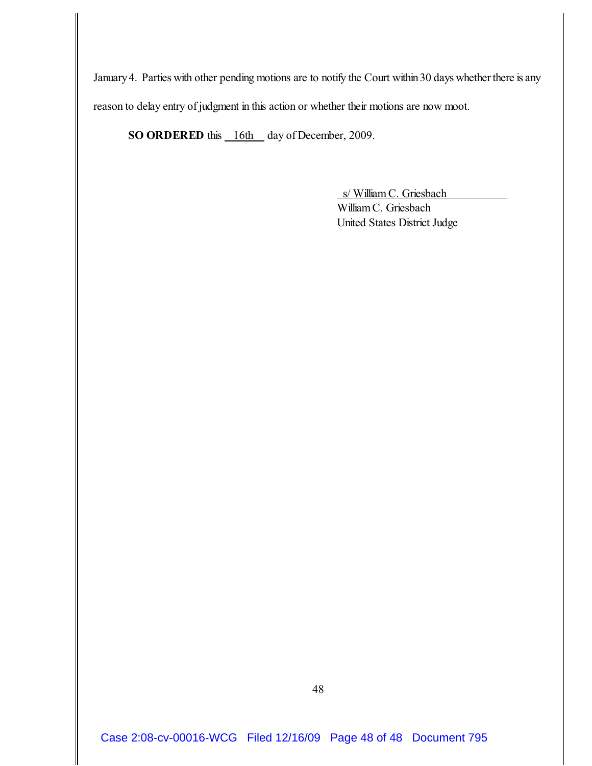January 4. Parties with other pending motions are to notify the Court within 30 days whether there is any reason to delay entry of judgment in this action or whether their motions are now moot.

**SO ORDERED** this 16th day of December, 2009.

s/ William C. Griesbach
William C. Griesbach
United States District Judge